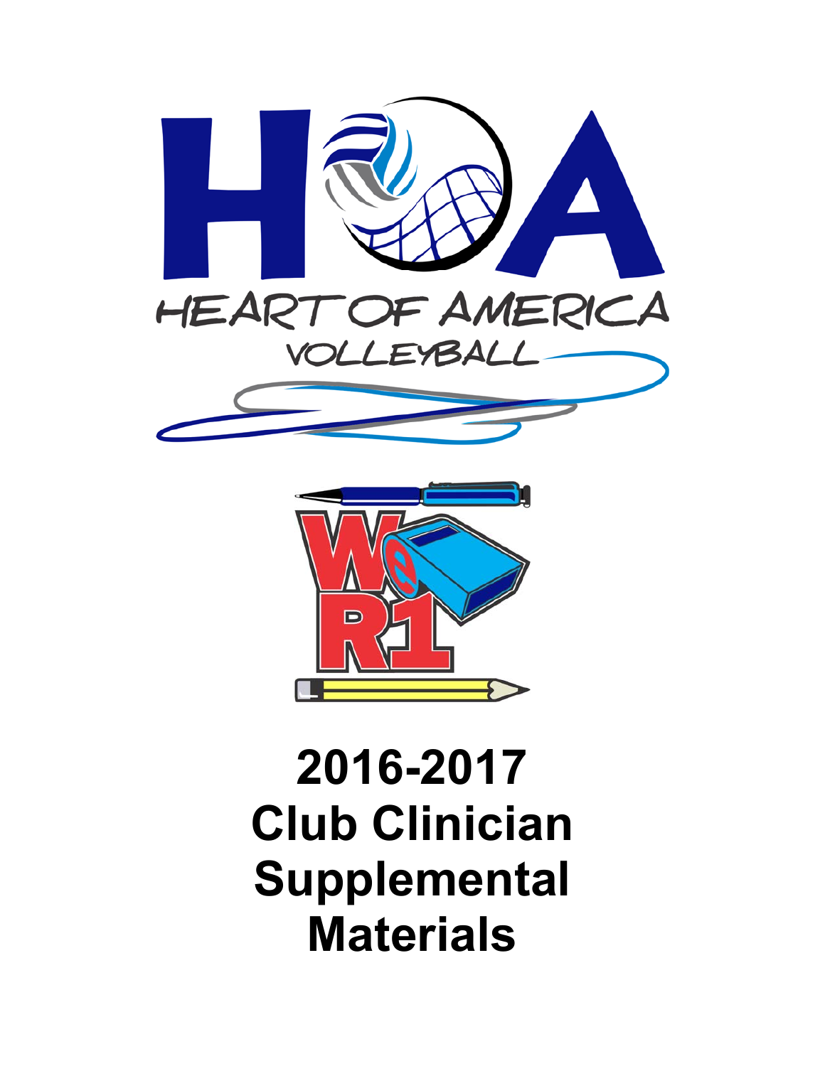# 2016-2017 Club Clinician Supplemental Materials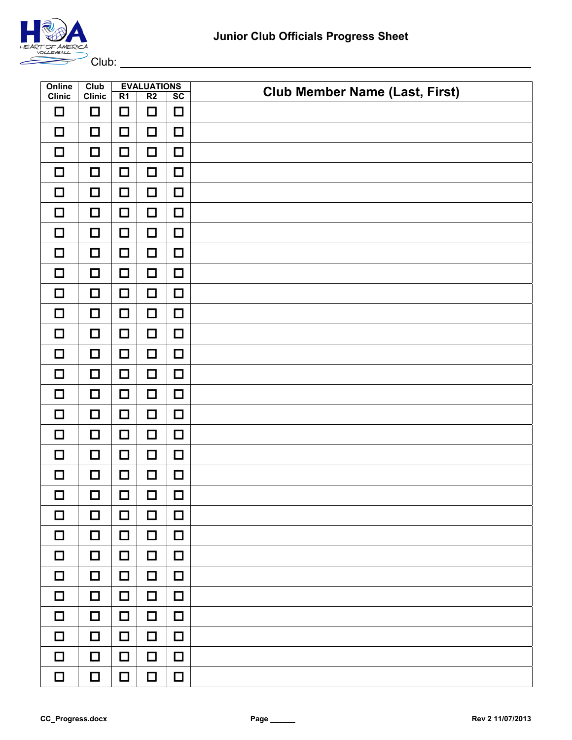# Junior Club Officials Progress Sheet

Club: ______________________________

| Online Clinic | Club Clinic | EVALUATIONS | | | Club Member Name (Last, First) |
|---|---|---|---|---|---|
| | | R1 | R2 | SC | |
| ☐ | ☐ | ☐ | ☐ | ☐ | |
| ☐ | ☐ | ☐ | ☐ | ☐ | |
| ☐ | ☐ | ☐ | ☐ | ☐ | |
| ☐ | ☐ | ☐ | ☐ | ☐ | |
| ☐ | ☐ | ☐ | ☐ | ☐ | |
| ☐ | ☐ | ☐ | ☐ | ☐ | |
| ☐ | ☐ | ☐ | ☐ | ☐ | |
| ☐ | ☐ | ☐ | ☐ | ☐ | |
| ☐ | ☐ | ☐ | ☐ | ☐ | |
| ☐ | ☐ | ☐ | ☐ | ☐ | |
| ☐ | ☐ | ☐ | ☐ | ☐ | |
| ☐ | ☐ | ☐ | ☐ | ☐ | |
| ☐ | ☐ | ☐ | ☐ | ☐ | |
| ☐ | ☐ | ☐ | ☐ | ☐ | |
| ☐ | ☐ | ☐ | ☐ | ☐ | |
| ☐ | ☐ | ☐ | ☐ | ☐ | |
| ☐ | ☐ | ☐ | ☐ | ☐ | |
| ☐ | ☐ | ☐ | ☐ | ☐ | |
| ☐ | ☐ | ☐ | ☐ | ☐ | |
| ☐ | ☐ | ☐ | ☐ | ☐ | |
| ☐ | ☐ | ☐ | ☐ | ☐ | |
| ☐ | ☐ | ☐ | ☐ | ☐ | |
| ☐ | ☐ | ☐ | ☐ | ☐ | |
| ☐ | ☐ | ☐ | ☐ | ☐ | |
| ☐ | ☐ | ☐ | ☐ | ☐ | |
| ☐ | ☐ | ☐ | ☐ | ☐ | |
| ☐ | ☐ | ☐ | ☐ | ☐ | |
| ☐ | ☐ | ☐ | ☐ | ☐ | |
| ☐ | ☐ | ☐ | ☐ | ☐ | |

CC_Progress.docx Page ______ Rev 2 11/07/2013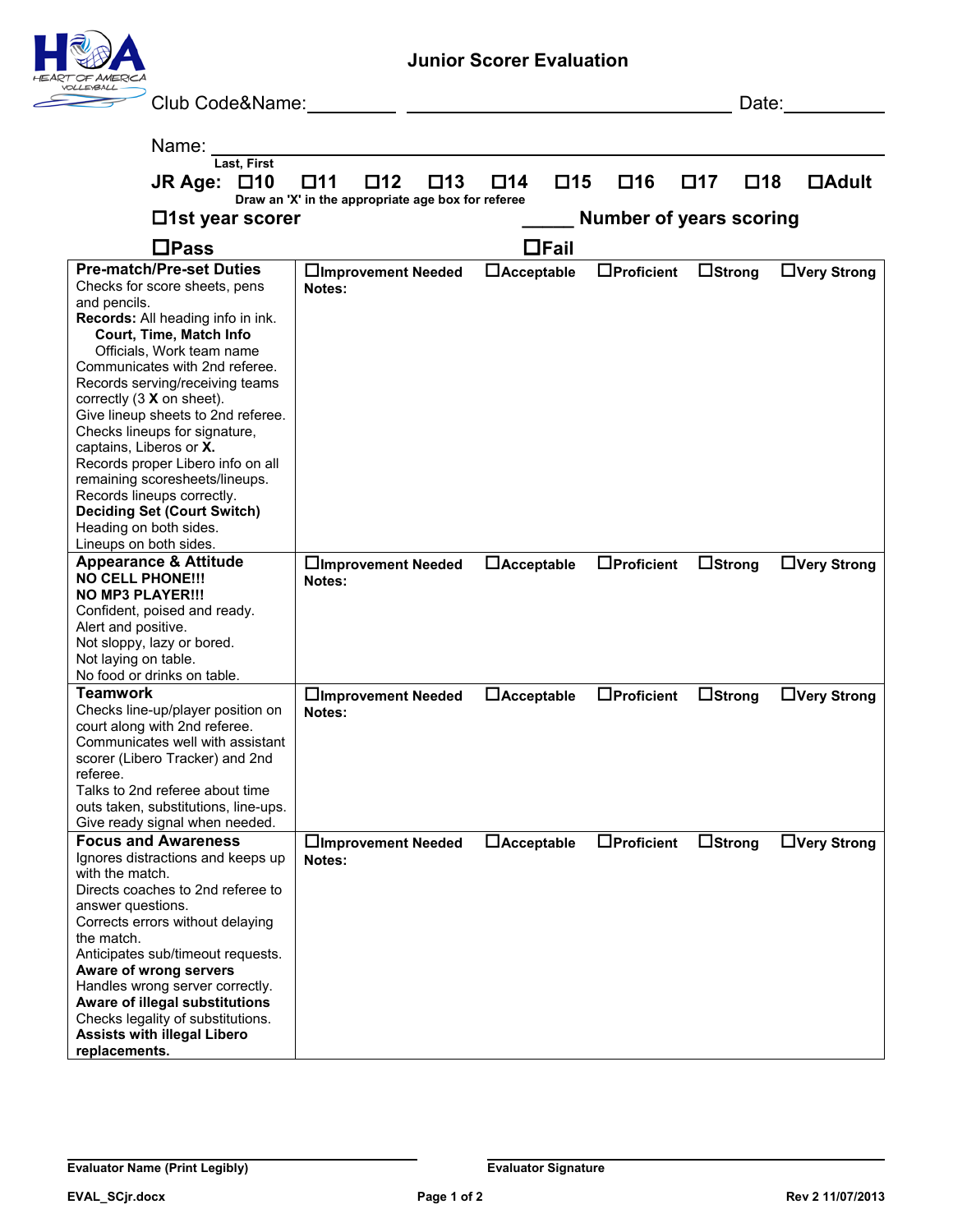# Junior Scorer Evaluation

Club Code&Name:__________ ______________________________ Date:__________

Name: ______________________________________________
Last, First

**JR Age:** ☐10 ☐11 ☐12 ☐13 ☐14 ☐15 ☐16 ☐17 ☐18 ☐Adult
**Draw an 'X' in the appropriate age box for referee**

**☐1st year scorer** _____ **Number of years scoring**

**☐Pass** **☐Fail**

| Criteria | Rating |
|---|---|
| **Pre-match/Pre-set Duties**<br>Checks for score sheets, pens and pencils.<br>**Records:** All heading info in ink.<br>**Court, Time, Match Info**<br>Officials, Work team name<br>Communicates with 2nd referee.<br>Records serving/receiving teams correctly (3 **X** on sheet).<br>Give lineup sheets to 2nd referee.<br>Checks lineups for signature, captains, Liberos or **X.**<br>Records proper Libero info on all remaining scoresheets/lineups.<br>Records lineups correctly.<br>**Deciding Set (Court Switch)**<br>Heading on both sides.<br>Lineups on both sides. | **☐Improvement Needed ☐Acceptable ☐Proficient ☐Strong ☐Very Strong**<br>**Notes:** |
| **Appearance & Attitude**<br>**NO CELL PHONE!!!**<br>**NO MP3 PLAYER!!!**<br>Confident, poised and ready.<br>Alert and positive.<br>Not sloppy, lazy or bored.<br>Not laying on table.<br>No food or drinks on table. | **☐Improvement Needed ☐Acceptable ☐Proficient ☐Strong ☐Very Strong**<br>**Notes:** |
| **Teamwork**<br>Checks line-up/player position on court along with 2nd referee.<br>Communicates well with assistant scorer (Libero Tracker) and 2nd referee.<br>Talks to 2nd referee about time outs taken, substitutions, line-ups.<br>Give ready signal when needed. | **☐Improvement Needed ☐Acceptable ☐Proficient ☐Strong ☐Very Strong**<br>**Notes:** |
| **Focus and Awareness**<br>Ignores distractions and keeps up with the match.<br>Directs coaches to 2nd referee to answer questions.<br>Corrects errors without delaying the match.<br>Anticipates sub/timeout requests.<br>**Aware of wrong servers**<br>Handles wrong server correctly.<br>**Aware of illegal substitutions**<br>Checks legality of substitutions.<br>**Assists with illegal Libero replacements.** | **☐Improvement Needed ☐Acceptable ☐Proficient ☐Strong ☐Very Strong**<br>**Notes:** |

______________________________ ______________________________
**Evaluator Name (Print Legibly)** **Evaluator Signature**

**EVAL_SCjr.docx** **Rev 2 11/07/2013**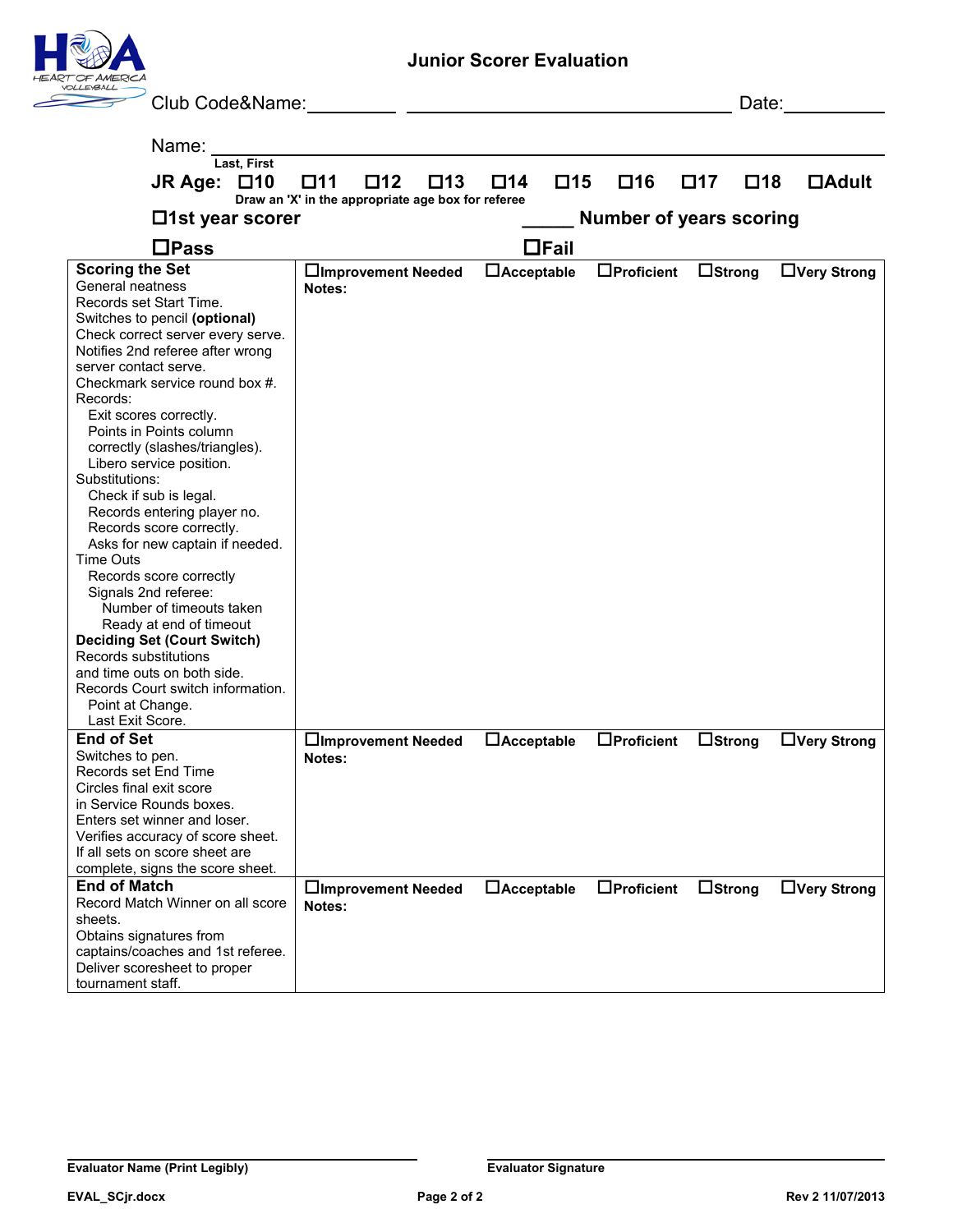# Junior Scorer Evaluation

Club Code&Name:__________ ____________________________________ Date:___________

Name: ______________________________________________
Last, First

**JR Age:** ☐**10** ☐**11** ☐**12** ☐**13** ☐**14** ☐**15** ☐**16** ☐**17** ☐**18** ☐**Adult**

**Draw an 'X' in the appropriate age box for referee**

☐**1st year scorer** ______ **Number of years scoring**

☐**Pass** ☐**Fail**

| | | | | | |
|---|---|---|---|---|---|
| **Scoring the Set**<br>General neatness<br>Records set Start Time.<br>Switches to pencil **(optional)**<br>Check correct server every serve.<br>Notifies 2nd referee after wrong server contact serve.<br>Checkmark service round box #.<br>Records:<br>Exit scores correctly.<br>Points in Points column correctly (slashes/triangles).<br>Libero service position.<br>Substitutions:<br>Check if sub is legal.<br>Records entering player no.<br>Records score correctly.<br>Asks for new captain if needed.<br>Time Outs<br>Records score correctly<br>Signals 2nd referee:<br>Number of timeouts taken<br>Ready at end of timeout<br>**Deciding Set (Court Switch)**<br>Records substitutions and time outs on both side.<br>Records Court switch information.<br>Point at Change.<br>Last Exit Score. | ☐**Improvement Needed**<br>**Notes:** | ☐**Acceptable** | ☐**Proficient** | ☐**Strong** | ☐**Very Strong** |
| **End of Set**<br>Switches to pen.<br>Records set End Time<br>Circles final exit score in Service Rounds boxes.<br>Enters set winner and loser.<br>Verifies accuracy of score sheet.<br>If all sets on score sheet are complete, signs the score sheet. | ☐**Improvement Needed**<br>**Notes:** | ☐**Acceptable** | ☐**Proficient** | ☐**Strong** | ☐**Very Strong** |
| **End of Match**<br>Record Match Winner on all score sheets.<br>Obtains signatures from captains/coaches and 1st referee.<br>Deliver scoresheet to proper tournament staff. | ☐**Improvement Needed**<br>**Notes:** | ☐**Acceptable** | ☐**Proficient** | ☐**Strong** | ☐**Very Strong** |

________________________________ ________________________________

**Evaluator Name (Print Legibly)** **Evaluator Signature**

**EVAL_SCjr.docx** **Rev 2 11/07/2013**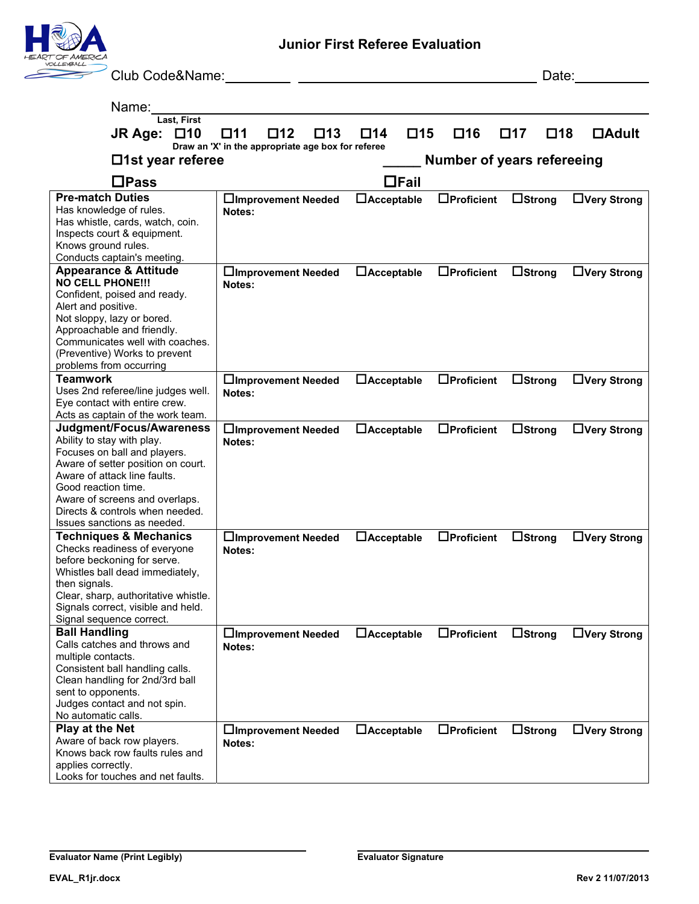## Junior First Referee Evaluation

Club Code&Name:__________ ________________________________ Date:__________

Name:_____________________________________________
Last, First

**JR Age:** ☐10 ☐11 ☐12 ☐13 ☐14 ☐15 ☐16 ☐17 ☐18 ☐Adult

**Draw an 'X' in the appropriate age box for referee**

**☐1st year referee** _____ **Number of years refereeing**

**☐Pass** **☐Fail**

| Criteria | Rating / Notes | | | | |
|---|---|---|---|---|---|
| **Pre-match Duties**<br>Has knowledge of rules.<br>Has whistle, cards, watch, coin.<br>Inspects court & equipment.<br>Knows ground rules.<br>Conducts captain's meeting. | **☐Improvement Needed**<br>**Notes:** | **☐Acceptable** | **☐Proficient** | **☐Strong** | **☐Very Strong** |
| **Appearance & Attitude**<br>**NO CELL PHONE!!!**<br>Confident, poised and ready.<br>Alert and positive.<br>Not sloppy, lazy or bored.<br>Approachable and friendly.<br>Communicates well with coaches.<br>(Preventive) Works to prevent problems from occurring | **☐Improvement Needed**<br>**Notes:** | **☐Acceptable** | **☐Proficient** | **☐Strong** | **☐Very Strong** |
| **Teamwork**<br>Uses 2nd referee/line judges well.<br>Eye contact with entire crew.<br>Acts as captain of the work team. | **☐Improvement Needed**<br>**Notes:** | **☐Acceptable** | **☐Proficient** | **☐Strong** | **☐Very Strong** |
| **Judgment/Focus/Awareness**<br>Ability to stay with play.<br>Focuses on ball and players.<br>Aware of setter position on court.<br>Aware of attack line faults.<br>Good reaction time.<br>Aware of screens and overlaps.<br>Directs & controls when needed.<br>Issues sanctions as needed. | **☐Improvement Needed**<br>**Notes:** | **☐Acceptable** | **☐Proficient** | **☐Strong** | **☐Very Strong** |
| **Techniques & Mechanics**<br>Checks readiness of everyone before beckoning for serve.<br>Whistles ball dead immediately, then signals.<br>Clear, sharp, authoritative whistle.<br>Signals correct, visible and held.<br>Signal sequence correct. | **☐Improvement Needed**<br>**Notes:** | **☐Acceptable** | **☐Proficient** | **☐Strong** | **☐Very Strong** |
| **Ball Handling**<br>Calls catches and throws and multiple contacts.<br>Consistent ball handling calls.<br>Clean handling for 2nd/3rd ball sent to opponents.<br>Judges contact and not spin.<br>No automatic calls. | **☐Improvement Needed**<br>**Notes:** | **☐Acceptable** | **☐Proficient** | **☐Strong** | **☐Very Strong** |
| **Play at the Net**<br>Aware of back row players.<br>Knows back row faults rules and applies correctly.<br>Looks for touches and net faults. | **☐Improvement Needed**<br>**Notes:** | **☐Acceptable** | **☐Proficient** | **☐Strong** | **☐Very Strong** |

______________________________ ______________________________
**Evaluator Name (Print Legibly)** **Evaluator Signature**

**EVAL_R1jr.docx** **Rev 2 11/07/2013**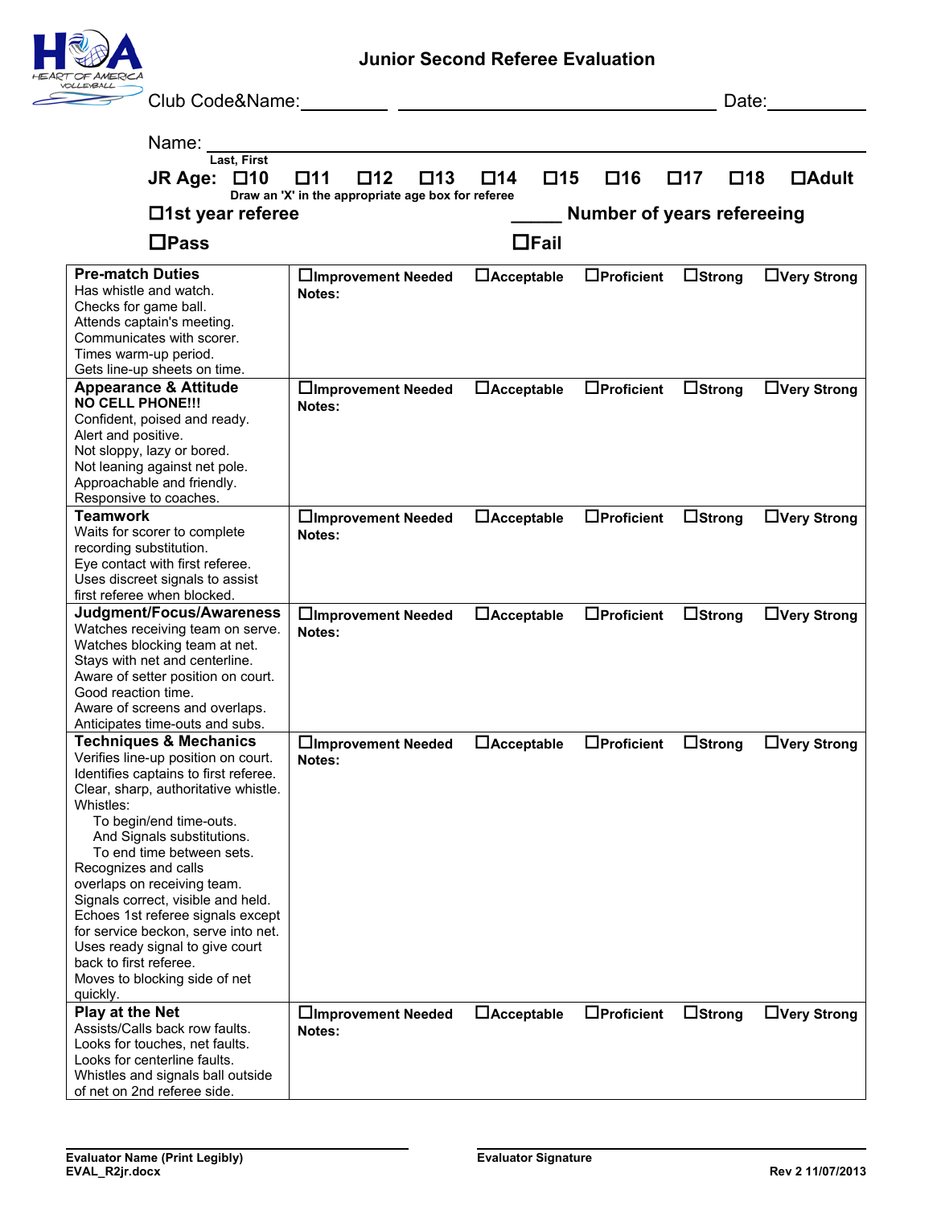# Junior Second Referee Evaluation

Club Code&Name:__________ ________________________________ Date:__________

Name: ______________________________________________
Last, First

**JR Age:** ☐10 ☐11 ☐12 ☐13 ☐14 ☐15 ☐16 ☐17 ☐18 ☐Adult
Draw an 'X' in the appropriate age box for referee

☐**1st year referee** _____ **Number of years refereeing**

☐**Pass** ☐**Fail**

| | | | | | |
|---|---|---|---|---|---|
| **Pre-match Duties**<br>Has whistle and watch.<br>Checks for game ball.<br>Attends captain's meeting.<br>Communicates with scorer.<br>Times warm-up period.<br>Gets line-up sheets on time. | ☐**Improvement Needed**<br>**Notes:** | ☐**Acceptable** | ☐**Proficient** | ☐**Strong** | ☐**Very Strong** |
| **Appearance & Attitude**<br>**NO CELL PHONE!!!**<br>Confident, poised and ready.<br>Alert and positive.<br>Not sloppy, lazy or bored.<br>Not leaning against net pole.<br>Approachable and friendly.<br>Responsive to coaches. | ☐**Improvement Needed**<br>**Notes:** | ☐**Acceptable** | ☐**Proficient** | ☐**Strong** | ☐**Very Strong** |
| **Teamwork**<br>Waits for scorer to complete recording substitution.<br>Eye contact with first referee.<br>Uses discreet signals to assist first referee when blocked. | ☐**Improvement Needed**<br>**Notes:** | ☐**Acceptable** | ☐**Proficient** | ☐**Strong** | ☐**Very Strong** |
| **Judgment/Focus/Awareness**<br>Watches receiving team on serve.<br>Watches blocking team at net.<br>Stays with net and centerline.<br>Aware of setter position on court.<br>Good reaction time.<br>Aware of screens and overlaps.<br>Anticipates time-outs and subs. | ☐**Improvement Needed**<br>**Notes:** | ☐**Acceptable** | ☐**Proficient** | ☐**Strong** | ☐**Very Strong** |
| **Techniques & Mechanics**<br>Verifies line-up position on court.<br>Identifies captains to first referee.<br>Clear, sharp, authoritative whistle.<br>Whistles:<br>To begin/end time-outs.<br>And Signals substitutions.<br>To end time between sets.<br>Recognizes and calls overlaps on receiving team.<br>Signals correct, visible and held.<br>Echoes 1st referee signals except for service beckon, serve into net.<br>Uses ready signal to give court back to first referee.<br>Moves to blocking side of net quickly. | ☐**Improvement Needed**<br>**Notes:** | ☐**Acceptable** | ☐**Proficient** | ☐**Strong** | ☐**Very Strong** |
| **Play at the Net**<br>Assists/Calls back row faults.<br>Looks for touches, net faults.<br>Looks for centerline faults.<br>Whistles and signals ball outside of net on 2nd referee side. | ☐**Improvement Needed**<br>**Notes:** | ☐**Acceptable** | ☐**Proficient** | ☐**Strong** | ☐**Very Strong** |

**Evaluator Name (Print Legibly)** **Evaluator Signature**

**EVAL_R2jr.docx** **Rev 2 11/07/2013**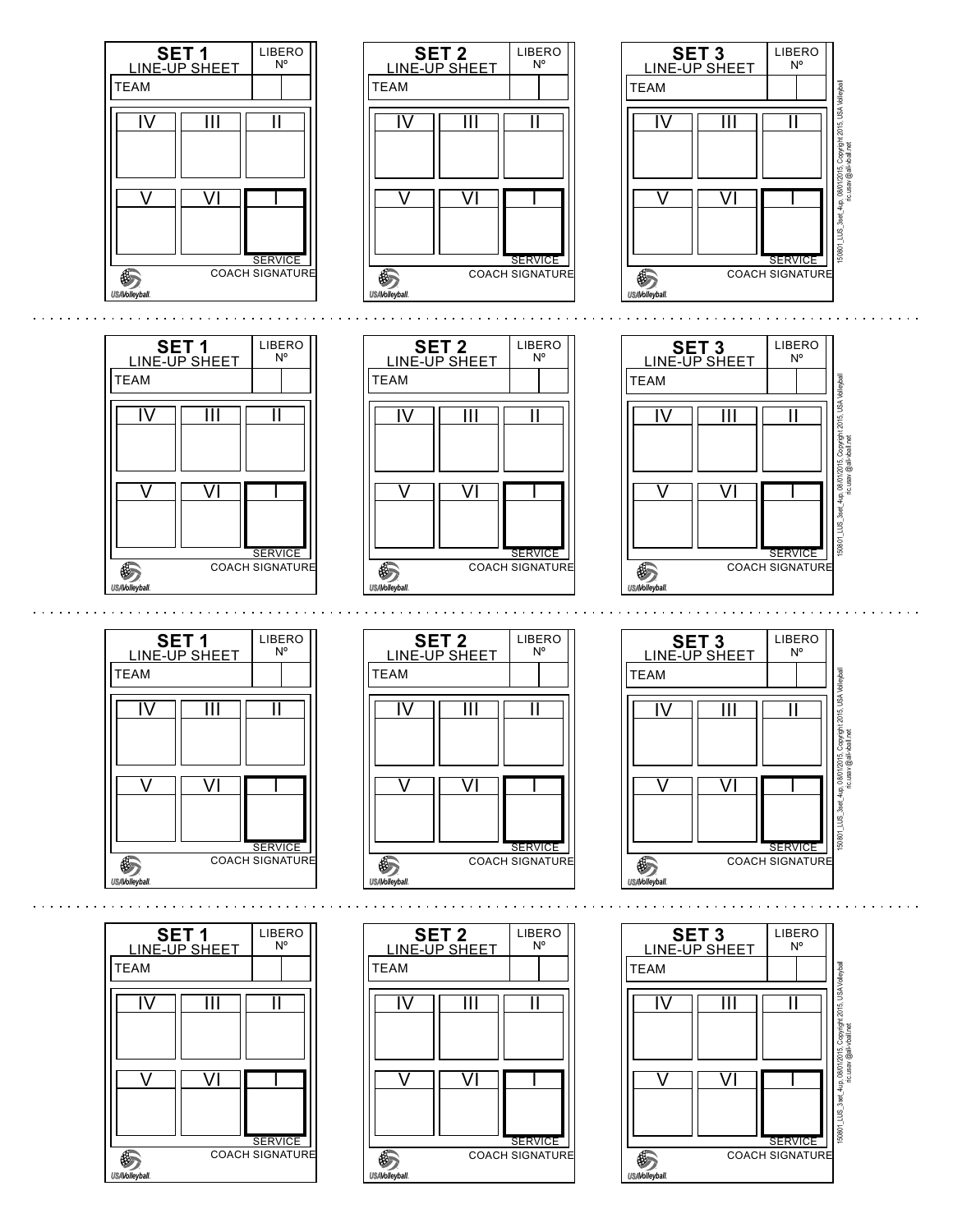**SET 1** LINE-UP SHEET | LIBERO Nº

TEAM

| IV | III | II |
| --- | --- | --- |
| | | |
| **V** | **VI** | **I** |
| | | SERVICE |

COACH SIGNATURE

USAVolleyball.

**SET 2** LINE-UP SHEET | LIBERO Nº

TEAM

| IV | III | II |
| --- | --- | --- |
| | | |
| **V** | **VI** | **I** |
| | | SERVICE |

COACH SIGNATURE

USAVolleyball.

**SET 3** LINE-UP SHEET | LIBERO Nº

TEAM

| IV | III | II |
| --- | --- | --- |
| | | |
| **V** | **VI** | **I** |
| | | SERVICE |

COACH SIGNATURE

USAVolleyball.

150801_LUS_3set_4up, 08/01/2015, Copyright 2015, USA Volleyball rc.usav @all-vball.net

---

**SET 1** LINE-UP SHEET | LIBERO Nº

TEAM

| IV | III | II |
| --- | --- | --- |
| | | |
| **V** | **VI** | **I** |
| | | SERVICE |

COACH SIGNATURE

USAVolleyball.

**SET 2** LINE-UP SHEET | LIBERO Nº

TEAM

| IV | III | II |
| --- | --- | --- |
| | | |
| **V** | **VI** | **I** |
| | | SERVICE |

COACH SIGNATURE

USAVolleyball.

**SET 3** LINE-UP SHEET | LIBERO Nº

TEAM

| IV | III | II |
| --- | --- | --- |
| | | |
| **V** | **VI** | **I** |
| | | SERVICE |

COACH SIGNATURE

USAVolleyball.

150801_LUS_3set_4up, 08/01/2015, Copyright 2015, USA Volleyball rc.usav @all-vball.net

---

**SET 1** LINE-UP SHEET | LIBERO Nº

TEAM

| IV | III | II |
| --- | --- | --- |
| | | |
| **V** | **VI** | **I** |
| | | SERVICE |

COACH SIGNATURE

USAVolleyball.

**SET 2** LINE-UP SHEET | LIBERO Nº

TEAM

| IV | III | II |
| --- | --- | --- |
| | | |
| **V** | **VI** | **I** |
| | | SERVICE |

COACH SIGNATURE

USAVolleyball.

**SET 3** LINE-UP SHEET | LIBERO Nº

TEAM

| IV | III | II |
| --- | --- | --- |
| | | |
| **V** | **VI** | **I** |
| | | SERVICE |

COACH SIGNATURE

USAVolleyball.

150801_LUS_3set_4up, 08/01/2015, Copyright 2015, USA Volleyball rc.usav @all-vball.net

---

**SET 1** LINE-UP SHEET | LIBERO Nº

TEAM

| IV | III | II |
| --- | --- | --- |
| | | |
| **V** | **VI** | **I** |
| | | SERVICE |

COACH SIGNATURE

USAVolleyball.

**SET 2** LINE-UP SHEET | LIBERO Nº

TEAM

| IV | III | II |
| --- | --- | --- |
| | | |
| **V** | **VI** | **I** |
| | | SERVICE |

COACH SIGNATURE

USAVolleyball.

**SET 3** LINE-UP SHEET | LIBERO Nº

TEAM

| IV | III | II |
| --- | --- | --- |
| | | |
| **V** | **VI** | **I** |
| | | SERVICE |

COACH SIGNATURE

USAVolleyball.

150801_LUS_3set_4up, 08/01/2015, Copyright 2015, USA Volleyball rc.usav @all-vball.net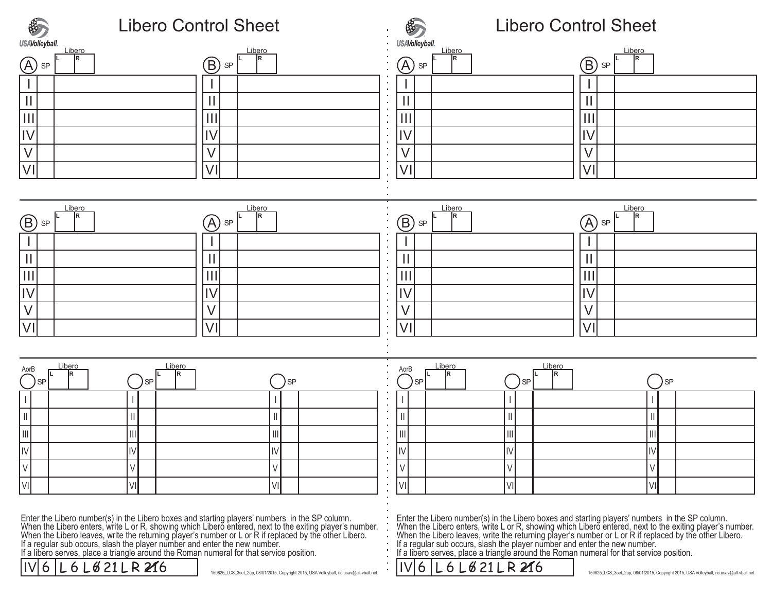# Libero Control Sheet

USA Volleyball

| A | SP | Libero L / R |
|---|---|---|
| I | | |
| II | | |
| III | | |
| IV | | |
| V | | |
| VI | | |

| B | SP | Libero L / R |
|---|---|---|
| I | | |
| II | | |
| III | | |
| IV | | |
| V | | |
| VI | | |

| B | SP | Libero L / R |
|---|---|---|
| I | | |
| II | | |
| III | | |
| IV | | |
| V | | |
| VI | | |

| A | SP | Libero L / R |
|---|---|---|
| I | | |
| II | | |
| III | | |
| IV | | |
| V | | |
| VI | | |

| AorB | SP | Libero L / R |
|---|---|---|
| I | | |
| II | | |
| III | | |
| IV | | |
| V | | |
| VI | | |

| | SP | Libero L / R |
|---|---|---|
| I | | |
| II | | |
| III | | |
| IV | | |
| V | | |
| VI | | |

| | SP | |
|---|---|---|
| I | | |
| II | | |
| III | | |
| IV | | |
| V | | |
| VI | | |

Enter the Libero number(s) in the Libero boxes and starting players' numbers in the SP column.
When the Libero enters, write L or R, showing which Libero entered, next to the exiting player's number.
When the Libero leaves, write the returning player's number or L or R if replaced by the other Libero.
If a regular sub occurs, slash the player number and enter the new number.
If a libero serves, place a triangle around the Roman numeral for that service position.

| IV | 6 | L 6 L ~~6~~ 21 L R ~~21~~ 6 |
|---|---|---|

150825_LCS_3set_2up, 08/01/2015, Copyright 2015, USA Volleyball, ric.usav@all-vball.net

# Libero Control Sheet

USA Volleyball

| A | SP | Libero L / R |
|---|---|---|
| I | | |
| II | | |
| III | | |
| IV | | |
| V | | |
| VI | | |

| B | SP | Libero L / R |
|---|---|---|
| I | | |
| II | | |
| III | | |
| IV | | |
| V | | |
| VI | | |

| B | SP | Libero L / R |
|---|---|---|
| I | | |
| II | | |
| III | | |
| IV | | |
| V | | |
| VI | | |

| A | SP | Libero L / R |
|---|---|---|
| I | | |
| II | | |
| III | | |
| IV | | |
| V | | |
| VI | | |

| AorB | SP | Libero L / R |
|---|---|---|
| I | | |
| II | | |
| III | | |
| IV | | |
| V | | |
| VI | | |

| | SP | Libero L / R |
|---|---|---|
| I | | |
| II | | |
| III | | |
| IV | | |
| V | | |
| VI | | |

| | SP | |
|---|---|---|
| I | | |
| II | | |
| III | | |
| IV | | |
| V | | |
| VI | | |

Enter the Libero number(s) in the Libero boxes and starting players' numbers in the SP column.
When the Libero enters, write L or R, showing which Libero entered, next to the exiting player's number.
When the Libero leaves, write the returning player's number or L or R if replaced by the other Libero.
If a regular sub occurs, slash the player number and enter the new number.
If a libero serves, place a triangle around the Roman numeral for that service position.

| IV | 6 | L 6 L ~~6~~ 21 L R ~~21~~ 6 |
|---|---|---|

150825_LCS_3set_2up, 08/01/2015, Copyright 2015, USA Volleyball, ric.usav@all-vball.net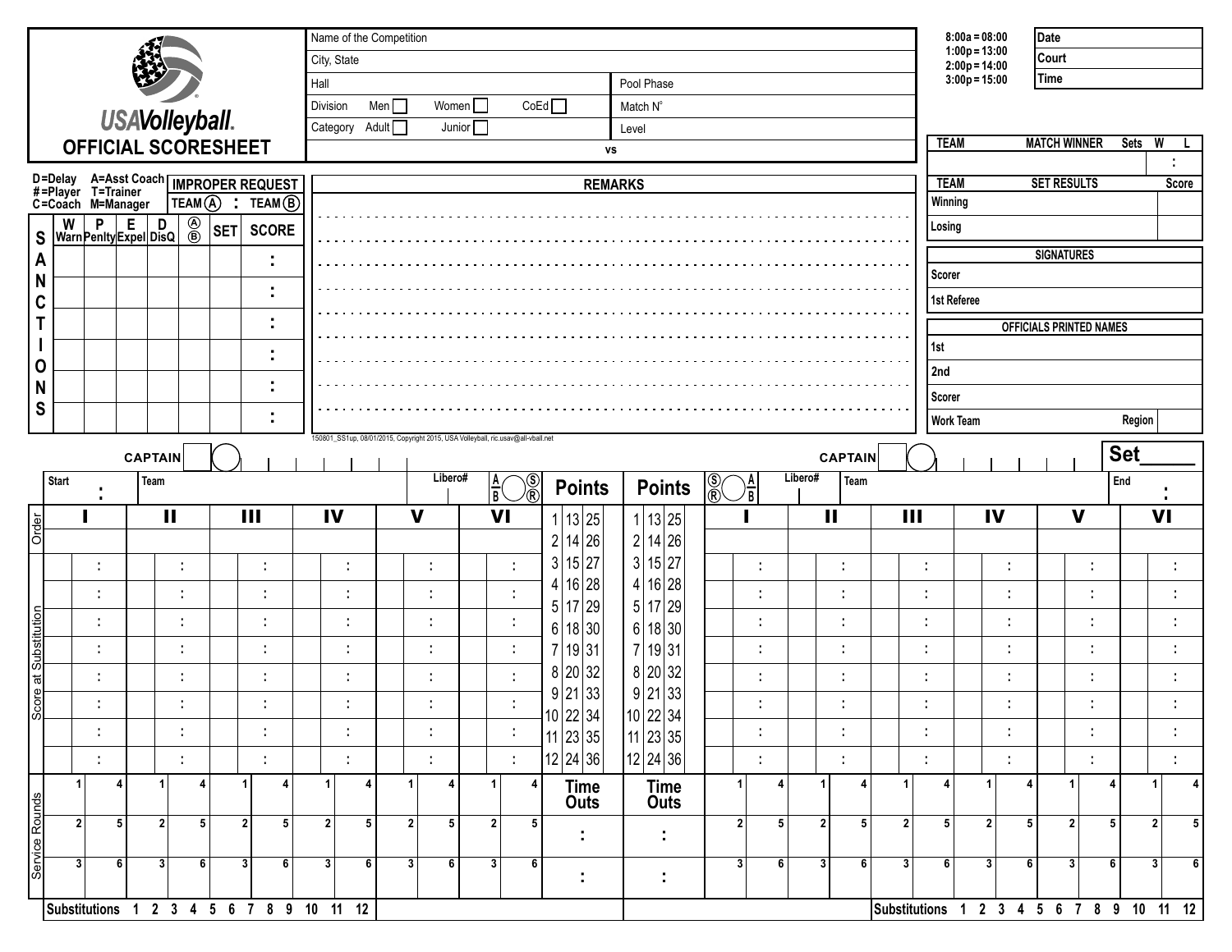# USAVolleyball. OFFICIAL SCORESHEET

| Name of the Competition | |
|---|---|
| City, State | |
| Hall | Pool Phase |
| Division Men ☐ Women ☐ CoEd ☐ | Match N° |
| Category Adult ☐ Junior ☐ | Level |
| vs | |

8:00a = 08:00
1:00p = 13:00
2:00p = 14:00
3:00p = 15:00

| Date | |
|---|---|
| Court | |
| Time | |

| TEAM | MATCH WINNER | Sets | W | L |
|---|---|---|---|---|
| | | | : | |

| TEAM | SET RESULTS | Score |
|---|---|---|
| Winning | | |
| Losing | | |

**SIGNATURES**

| | |
|---|---|
| Scorer | |
| 1st Referee | |

**OFFICIALS PRINTED NAMES**

| | |
|---|---|
| 1st | |
| 2nd | |
| Scorer | |
| Work Team | Region |

D=Delay A=Asst Coach
#=Player T=Trainer
C=Coach M=Manager

**IMPROPER REQUEST** TEAM Ⓐ : TEAM Ⓑ

**SANCTIONS**

| W Warn | P Penlty | E Expel | D DisQ | Ⓐ Ⓑ | SET | SCORE |
|---|---|---|---|---|---|---|
| | | | | | | : |
| | | | | | | : |
| | | | | | | : |
| | | | | | | : |
| | | | | | | : |
| | | | | | | : |

**REMARKS**

150801_SS1up, 08/01/2015, Copyright 2015, USA Volleyball, ric.usav@all-vball.net

**Set\_\_\_\_\_**

CAPTAIN ◯ | Start : | Team | Libero# | A/B Ⓢ/Ⓡ

| | I | II | III | IV | V | VI |
|---|---|---|---|---|---|---|
| Order | | | | | | |
| Score at Substitution | : | : | : | : | : | : |
| | : | : | : | : | : | : |
| | : | : | : | : | : | : |
| | : | : | : | : | : | : |
| | : | : | : | : | : | : |
| | : | : | : | : | : | : |
| | : | : | : | : | : | : |
| | : | : | : | : | : | : |
| Service Rounds | 1 4 | 1 4 | 1 4 | 1 4 | 1 4 | 1 4 |
| | 2 5 | 2 5 | 2 5 | 2 5 | 2 5 | 2 5 |
| | 3 6 | 3 6 | 3 6 | 3 6 | 3 6 | 3 6 |

Substitutions 1 2 3 4 5 6 7 8 9 10 11 12

| Points | | | Points | | |
|---|---|---|---|---|---|
| 1 | 13 | 25 | 1 | 13 | 25 |
| 2 | 14 | 26 | 2 | 14 | 26 |
| 3 | 15 | 27 | 3 | 15 | 27 |
| 4 | 16 | 28 | 4 | 16 | 28 |
| 5 | 17 | 29 | 5 | 17 | 29 |
| 6 | 18 | 30 | 6 | 18 | 30 |
| 7 | 19 | 31 | 7 | 19 | 31 |
| 8 | 20 | 32 | 8 | 20 | 32 |
| 9 | 21 | 33 | 9 | 21 | 33 |
| 10 | 22 | 34 | 10 | 22 | 34 |
| 11 | 23 | 35 | 11 | 23 | 35 |
| 12 | 24 | 36 | 12 | 24 | 36 |
| Time Outs | | | Time Outs | | |
| : | | | : | | |
| : | | | : | | |

CAPTAIN ◯ | Ⓢ/Ⓡ A/B | Libero# | Team | End :

| | I | II | III | IV | V | VI |
|---|---|---|---|---|---|---|
| Order | | | | | | |
| Score at Substitution | : | : | : | : | : | : |
| | : | : | : | : | : | : |
| | : | : | : | : | : | : |
| | : | : | : | : | : | : |
| | : | : | : | : | : | : |
| | : | : | : | : | : | : |
| | : | : | : | : | : | : |
| | : | : | : | : | : | : |
| Service Rounds | 1 4 | 1 4 | 1 4 | 1 4 | 1 4 | 1 4 |
| | 2 5 | 2 5 | 2 5 | 2 5 | 2 5 | 2 5 |
| | 3 6 | 3 6 | 3 6 | 3 6 | 3 6 | 3 6 |

Substitutions 1 2 3 4 5 6 7 8 9 10 11 12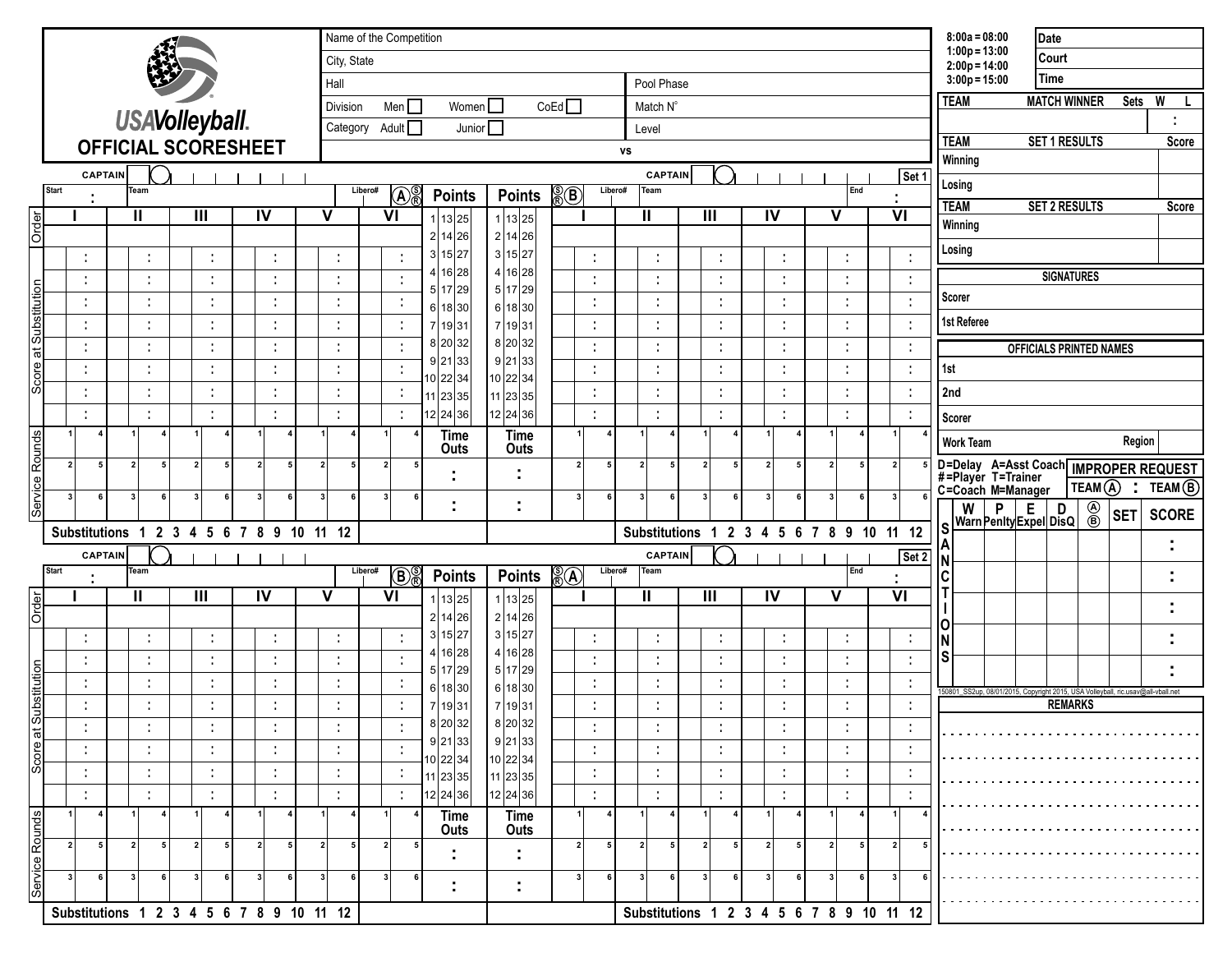USAVolleyball.

# OFFICIAL SCORESHEET

| Name of the Competition | |
|---|---|
| City, State | |
| Hall | Pool Phase |
| Division Men ☐ Women ☐ CoEd ☐ | Match N° |
| Category Adult ☐ Junior ☐ | Level |
| vs | |

| 8:00a = 08:00 | Date |
|---|---|
| 1:00p = 13:00 | Court |
| 2:00p = 14:00 | |
| 3:00p = 15:00 | Time |

| TEAM | MATCH WINNER | Sets | W | L |
|---|---|---|---|---|
| | | | : | |

| TEAM | SET 1 RESULTS | Score |
|---|---|---|
| Winning | | |
| Losing | | |

| TEAM | SET 2 RESULTS | Score |
|---|---|---|
| Winning | | |
| Losing | | |

## Set 1

CAPTAIN ◯ | Start : | Team | Libero# | Ⓐ Ⓢ Ⓡ

| | I | II | III | IV | V | VI | Points | Points | I | II | III | IV | V | VI |
|---|---|---|---|---|---|---|---|---|---|---|---|---|---|---|
| Order | | | | | | | 1 13 25 | 1 13 25 | | | | | | |
| Score at Substitution | : | : | : | : | : | : | 2 14 26 | 2 14 26 | : | : | : | : | : | : |
| | : | : | : | : | : | : | 3 15 27 | 3 15 27 | : | : | : | : | : | : |
| | : | : | : | : | : | : | 4 16 28 | 4 16 28 | : | : | : | : | : | : |
| | : | : | : | : | : | : | 5 17 29 | 5 17 29 | : | : | : | : | : | : |
| | : | : | : | : | : | : | 6 18 30 | 6 18 30 | : | : | : | : | : | : |
| | : | : | : | : | : | : | 7 19 31 | 7 19 31 | : | : | : | : | : | : |
| | : | : | : | : | : | : | 8 20 32 | 8 20 32 | : | : | : | : | : | : |
| | : | : | : | : | : | : | 9 21 33 | 9 21 33 | : | : | : | : | : | : |
| | | | | | | | 10 22 34 | 10 22 34 | | | | | | |
| | | | | | | | 11 23 35 | 11 23 35 | | | | | | |
| | | | | | | | 12 24 36 | 12 24 36 | | | | | | |
| Service Rounds | 1 4 | 1 4 | 1 4 | 1 4 | 1 4 | 1 4 | Time Outs | Time Outs | 1 4 | 1 4 | 1 4 | 1 4 | 1 4 | 1 4 |
| | 2 5 | 2 5 | 2 5 | 2 5 | 2 5 | 2 5 | : | : | 2 5 | 2 5 | 2 5 | 2 5 | 2 5 | 2 5 |
| | 3 6 | 3 6 | 3 6 | 3 6 | 3 6 | 3 6 | : | : | 3 6 | 3 6 | 3 6 | 3 6 | 3 6 | 3 6 |

Substitutions 1 2 3 4 5 6 7 8 9 10 11 12 | Substitutions 1 2 3 4 5 6 7 8 9 10 11 12

Ⓢ Ⓡ Ⓑ | Libero# | Team | End : | CAPTAIN ◯

## Set 2

CAPTAIN ◯ | Start : | Team | Libero# | Ⓑ Ⓢ Ⓡ

| | I | II | III | IV | V | VI | Points | Points | I | II | III | IV | V | VI |
|---|---|---|---|---|---|---|---|---|---|---|---|---|---|---|
| Order | | | | | | | 1 13 25 | 1 13 25 | | | | | | |
| Score at Substitution | : | : | : | : | : | : | 2 14 26 | 2 14 26 | : | : | : | : | : | : |
| | : | : | : | : | : | : | 3 15 27 | 3 15 27 | : | : | : | : | : | : |
| | : | : | : | : | : | : | 4 16 28 | 4 16 28 | : | : | : | : | : | : |
| | : | : | : | : | : | : | 5 17 29 | 5 17 29 | : | : | : | : | : | : |
| | : | : | : | : | : | : | 6 18 30 | 6 18 30 | : | : | : | : | : | : |
| | : | : | : | : | : | : | 7 19 31 | 7 19 31 | : | : | : | : | : | : |
| | : | : | : | : | : | : | 8 20 32 | 8 20 32 | : | : | : | : | : | : |
| | : | : | : | : | : | : | 9 21 33 | 9 21 33 | : | : | : | : | : | : |
| | | | | | | | 10 22 34 | 10 22 34 | | | | | | |
| | | | | | | | 11 23 35 | 11 23 35 | | | | | | |
| | | | | | | | 12 24 36 | 12 24 36 | | | | | | |
| Service Rounds | 1 4 | 1 4 | 1 4 | 1 4 | 1 4 | 1 4 | Time Outs | Time Outs | 1 4 | 1 4 | 1 4 | 1 4 | 1 4 | 1 4 |
| | 2 5 | 2 5 | 2 5 | 2 5 | 2 5 | 2 5 | : | : | 2 5 | 2 5 | 2 5 | 2 5 | 2 5 | 2 5 |
| | 3 6 | 3 6 | 3 6 | 3 6 | 3 6 | 3 6 | : | : | 3 6 | 3 6 | 3 6 | 3 6 | 3 6 | 3 6 |

Substitutions 1 2 3 4 5 6 7 8 9 10 11 12 | Substitutions 1 2 3 4 5 6 7 8 9 10 11 12

Ⓢ Ⓡ Ⓐ | Libero# | Team | End : | CAPTAIN ◯

## SIGNATURES

| | |
|---|---|
| Scorer | |
| 1st Referee | |

## OFFICIALS PRINTED NAMES

| | |
|---|---|
| 1st | |
| 2nd | |
| Scorer | |
| Work Team | Region |

D=Delay A=Asst Coach
#=Player T=Trainer
C=Coach M=Manager

**IMPROPER REQUEST** TEAM Ⓐ : TEAM Ⓑ

## SANCTIONS

| W Warn | P Penlty | E Expel | D DisQ | Ⓐ Ⓑ | SET | SCORE |
|---|---|---|---|---|---|---|
| | | | | | | : |
| | | | | | | : |
| | | | | | | : |
| | | | | | | : |
| | | | | | | : |

150801_SS2up, 08/01/2015, Copyright 2015, USA Volleyball, ric.usav@all-vball.net

## REMARKS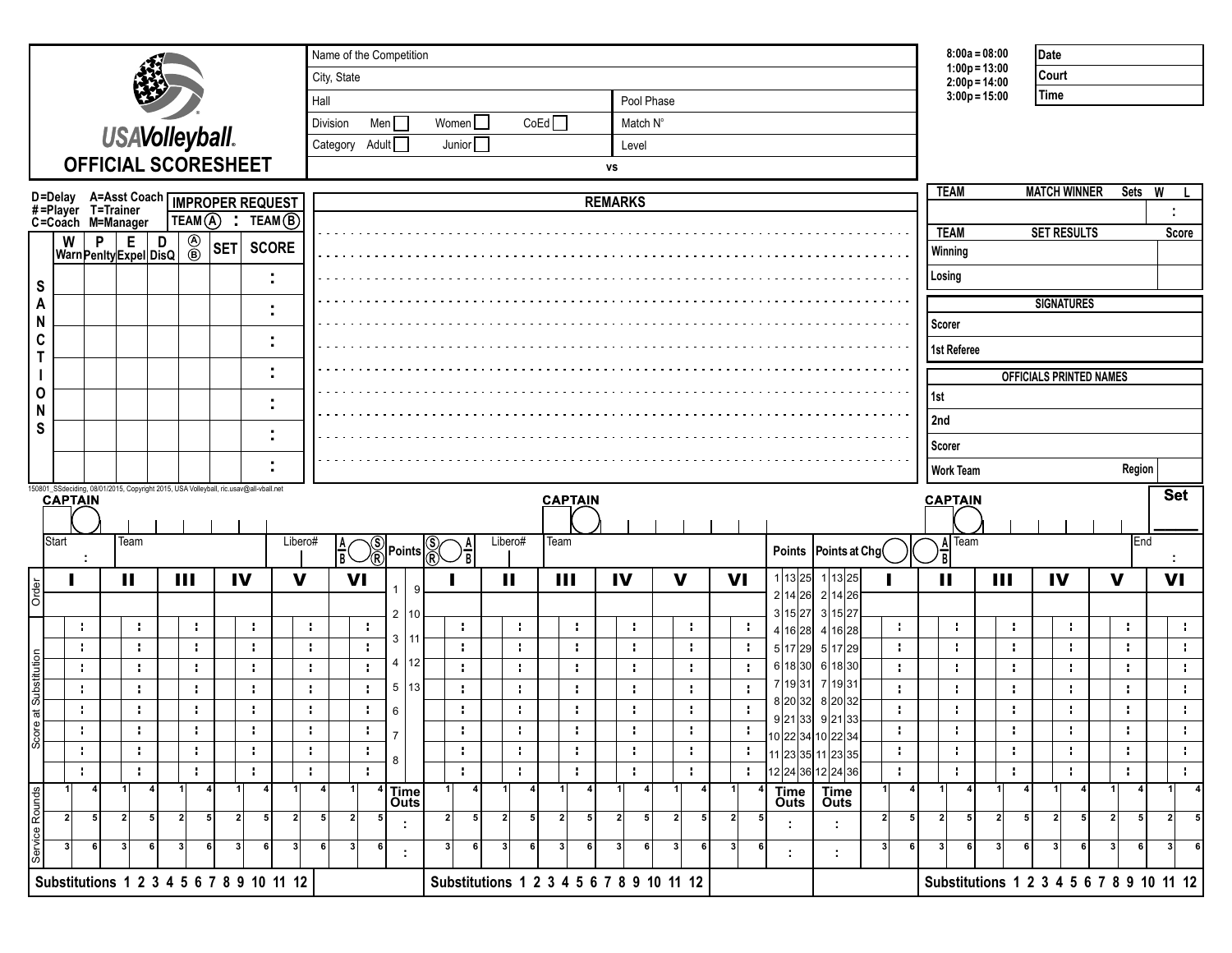# USAVolleyball OFFICIAL SCORESHEET

| | |
|---|---|
| Name of the Competition | |
| City, State | |
| Hall | Pool Phase |
| Division Men ☐ Women ☐ CoEd ☐ | Match N° |
| Category Adult ☐ Junior ☐ | Level |
| vs | |

8:00a = 08:00
1:00p = 13:00
2:00p = 14:00
3:00p = 15:00

| | |
|---|---|
| Date | |
| Court | |
| Time | |

D=Delay A=Asst Coach
#=Player T=Trainer
C=Coach M=Manager

**IMPROPER REQUEST**

TEAM Ⓐ : TEAM Ⓑ

**SANCTIONS**

| W Warn | P Penlty | E Expel | D DisQ | Ⓐ Ⓑ | SET | SCORE |
|---|---|---|---|---|---|---|
| | | | | | | : |
| | | | | | | : |
| | | | | | | : |
| | | | | | | : |
| | | | | | | : |
| | | | | | | : |
| | | | | | | : |

**REMARKS**

| TEAM | MATCH WINNER | Sets W | L |
|---|---|---|---|
| | | | : |

| TEAM | SET RESULTS | Score |
|---|---|---|
| Winning | | |
| Losing | | |

**SIGNATURES**

| | |
|---|---|
| Scorer | |
| 1st Referee | |

**OFFICIALS PRINTED NAMES**

| | |
|---|---|
| 1st | |
| 2nd | |
| Scorer | |
| Work Team | Region |

150801_SSdeciding, 08/01/2015, Copyright 2015, USA Volleyball, ric.usav@all-vball.net

CAPTAIN | CAPTAIN | CAPTAIN | Set

Start : | Team | Libero# | A/B Ⓢ Ⓡ | Points | Ⓢ Ⓡ A/B | Libero# | Team | Points | Points at Chg | A/B | Team | End :

| | I | II | III | IV | V | VI | Points | I | II | III | IV | V | VI | Points | Points at Chg | I | II | III | IV | V | VI |
|---|---|---|---|---|---|---|---|---|---|---|---|---|---|---|---|---|---|---|---|---|---|
| Order | | | | | | | 1 9 | | | | | | | 1 13 25 | 1 13 25 | | | | | | |
| | | | | | | | 2 10 | | | | | | | 2 14 26 | 2 14 26 | | | | | | |
| Score at Substitution | : | : | : | : | : | : | 3 11 | : | : | : | : | : | : | 3 15 27 | 3 15 27 | : | : | : | : | : | : |
| | : | : | : | : | : | : | 4 12 | : | : | : | : | : | : | 4 16 28 | 4 16 28 | : | : | : | : | : | : |
| | : | : | : | : | : | : | 5 13 | : | : | : | : | : | : | 5 17 29 | 5 17 29 | : | : | : | : | : | : |
| | : | : | : | : | : | : | 6 | : | : | : | : | : | : | 6 18 30 | 6 18 30 | : | : | : | : | : | : |
| | : | : | : | : | : | : | 7 | : | : | : | : | : | : | 7 19 31 | 7 19 31 | : | : | : | : | : | : |
| | : | : | : | : | : | : | 8 | : | : | : | : | : | : | 8 20 32 | 8 20 32 | : | : | : | : | : | : |
| | : | : | : | : | : | : | | : | : | : | : | : | : | 9 21 33 | 9 21 33 | : | : | : | : | : | : |
| | : | : | : | : | : | : | | : | : | : | : | : | : | 10 22 34 | 10 22 34 | : | : | : | : | : | : |
| | | | | | | | | | | | | | | 11 23 35 | 11 23 35 | | | | | | |
| | | | | | | | | | | | | | | 12 24 36 | 12 24 36 | | | | | | |
| Service Rounds | 1 4 | 1 4 | 1 4 | 1 4 | 1 4 | 1 4 | Time Outs | 1 4 | 1 4 | 1 4 | 1 4 | 1 4 | 1 4 | Time Outs | Time Outs | 1 4 | 1 4 | 1 4 | 1 4 | 1 4 | 1 4 |
| | 2 5 | 2 5 | 2 5 | 2 5 | 2 5 | 2 5 | : | 2 5 | 2 5 | 2 5 | 2 5 | 2 5 | 2 5 | : | : | 2 5 | 2 5 | 2 5 | 2 5 | 2 5 | 2 5 |
| | 3 6 | 3 6 | 3 6 | 3 6 | 3 6 | 3 6 | : | 3 6 | 3 6 | 3 6 | 3 6 | 3 6 | 3 6 | : | : | 3 6 | 3 6 | 3 6 | 3 6 | 3 6 | 3 6 |

Substitutions 1 2 3 4 5 6 7 8 9 10 11 12 | Substitutions 1 2 3 4 5 6 7 8 9 10 11 12 | Substitutions 1 2 3 4 5 6 7 8 9 10 11 12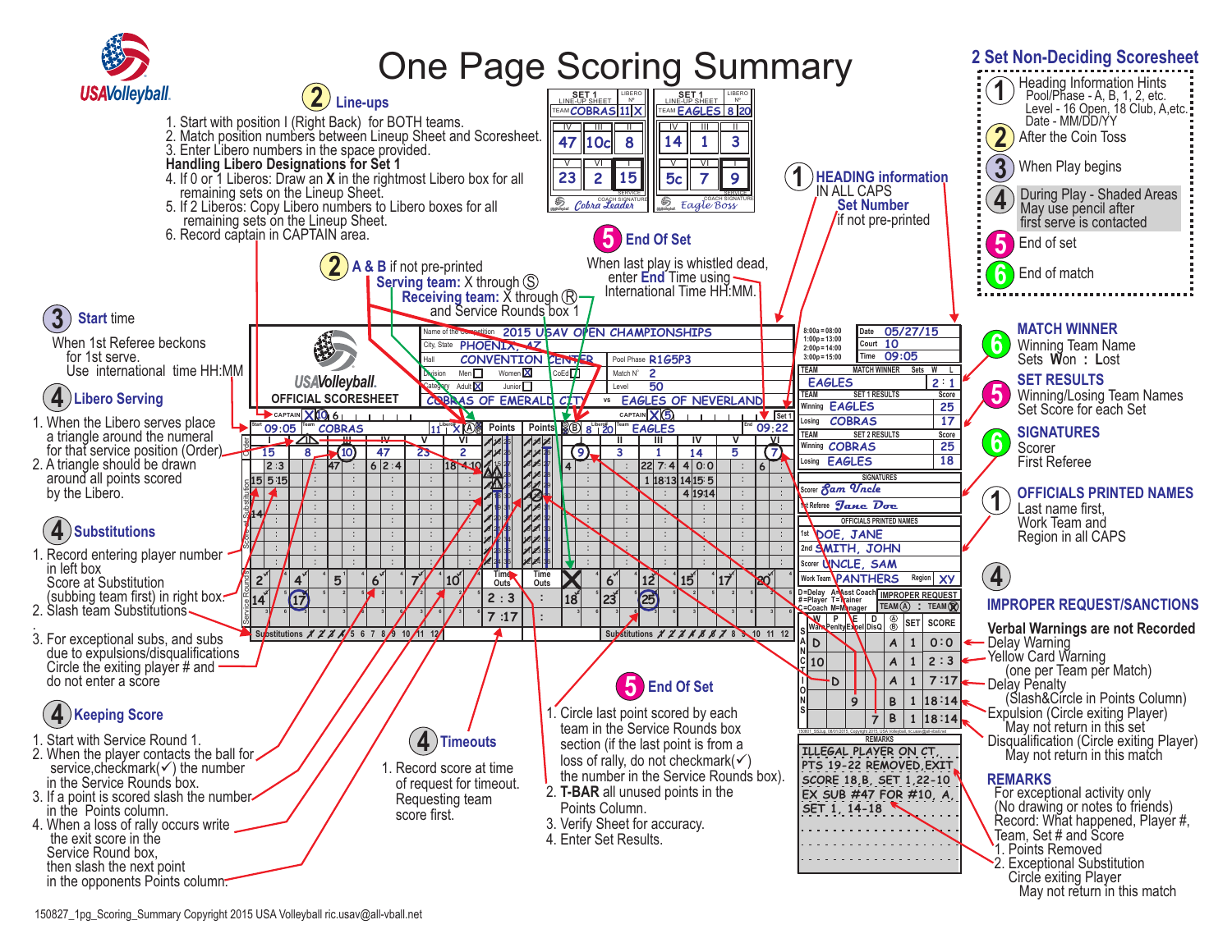# One Page Scoring Summary

**USA Volleyball**

## 2 Set Non-Deciding Scoresheet

1. Heading Information Hints
   - Pool/Phase - A, B, 1, 2, etc.
   - Level - 16 Open, 18 Club, A, etc.
   - Date - MM/DD/YY
2. After the Coin Toss
3. When Play begins
4. During Play - Shaded Areas May use pencil after first serve is contacted
5. End of set
6. End of match

## 2 Line-ups

1. Start with position I (Right Back) for BOTH teams.
2. Match position numbers between Lineup Sheet and Scoresheet.
3. Enter Libero numbers in the space provided.

**Handling Libero Designations for Set 1**

4. If 0 or 1 Liberos: Draw an **X** in the rightmost Libero box for all remaining sets on the Lineup Sheet.
5. If 2 Liberos: Copy Libero numbers to Libero boxes for all remaining sets on the Lineup Sheet.
6. Record captain in CAPTAIN area.

## 2 A & B if not pre-printed

**Serving team:** X through Ⓢ
**Receiving team:** X through Ⓡ and Service Rounds box 1

## 1 HEADING information

IN ALL CAPS
**Set Number** if not pre-printed

## 5 End Of Set

When last play is whistled dead, enter **End** Time using International Time HH:MM.

## 3 Start time

When 1st Referee beckons for 1st serve. Use international time HH:MM

## 4 Libero Serving

1. When the Libero serves place a triangle around the numeral for that service position (Order).
2. A triangle should be drawn around all points scored by the Libero.

## 4 Substitutions

1. Record entering player number in left box. Score at Substitution (subbing team first) in right box.
2. Slash team Substitutions.
3. For exceptional subs, and subs due to expulsions/disqualifications Circle the exiting player # and do not enter a score

## 4 Keeping Score

1. Start with Service Round 1.
2. When the player contacts the ball for service, checkmark(✓) the number in the Service Rounds box.
3. If a point is scored slash the number in the Points column.
4. When a loss of rally occurs write the exit score in the Service Round box, then slash the next point in the opponents Points column.

## 4 Timeouts

1. Record score at time of request for timeout. Requesting team score first.

## 5 End Of Set

1. Circle last point scored by each team in the Service Rounds box section (if the last point is from a loss of rally, do not checkmark(✓) the number in the Service Rounds box).
2. **T-BAR** all unused points in the Points Column.
3. Verify Sheet for accuracy.
4. Enter Set Results.

## 6 MATCH WINNER

Winning Team Name
Sets **W**on : **L**ost

## 5 SET RESULTS

Winning/Losing Team Names
Set Score for each Set

## 6 SIGNATURES

Scorer
First Referee

## 1 OFFICIALS PRINTED NAMES

Last name first, Work Team and Region in all CAPS

## 4 IMPROPER REQUEST/SANCTIONS

**Verbal Warnings are not Recorded**

- Delay Warning
- Yellow Card Warning (one per Team per Match)
- Delay Penalty (Slash&Circle in Points Column)
- Expulsion (Circle exiting Player) May not return in this set
- Disqualification (Circle exiting Player) May not return in this match

## REMARKS

For exceptional activity only (No drawing or notes to friends)
Record: What happened, Player #, Team, Set # and Score

1. Points Removed
2. Exceptional Substitution Circle exiting Player May not return in this match

---

**Example scoresheet (filled in):**

Name of the Competition: 2015 USAV OPEN CHAMPIONSHIPS; City, State: PHOENIX, AZ; Hall: CONVENTION CENTER; Pool Phase: R1G5P3; Division: Women; Category: Adult; Match N°: 2; Level: 50; Date: 05/27/15; Court: 10; Time: 09:05; COBRAS OF EMERALD CITY vs EAGLES OF NEVERLAND

Line-up Set 1 — COBRAS (Libero 11): IV 47, III 10c, II 8, V 23, VI 2, I 15. EAGLES (Libero 8, 20): IV 14, III 1, II 3, V 5c, VI 7, I 9.

| MATCH WINNER | Sets W | L |
|---|---|---|
| EAGLES | 2 | 1 |

| SET 1 RESULTS | Team | Score |
|---|---|---|
| Winning | EAGLES | 25 |
| Losing | COBRAS | 17 |

| SET 2 RESULTS | Team | Score |
|---|---|---|
| Winning | COBRAS | 25 |
| Losing | EAGLES | 18 |

Signatures — Scorer: Sam Uncle; 1st Referee: Jane Doe

Officials Printed Names — 1st: DOE, JANE; 2nd: SMITH, JOHN; Scorer: UNCLE, SAM; Work Team: PANTHERS; Region: XY

| W | P | E | D | A/B | SET | SCORE |
|---|---|---|---|---|---|---|
| D | | | | A | 1 | 0:0 |
| 10 | | | | A | 1 | 2:3 |
| | D | | | A | 1 | 7:17 |
| | | 9 | | B | 1 | 18:14 |
| | | | 7 | B | 1 | 18:14 |

REMARKS: ILLEGAL PLAYER ON CT, PTS 19-22 REMOVED, EXIT SCORE 18 B, SET 1, 22-10 EX SUB #47 FOR #10, A, SET 1, 14-18

150827_1pg_Scoring_Summary Copyright 2015 USA Volleyball ric.usav@all-vball.net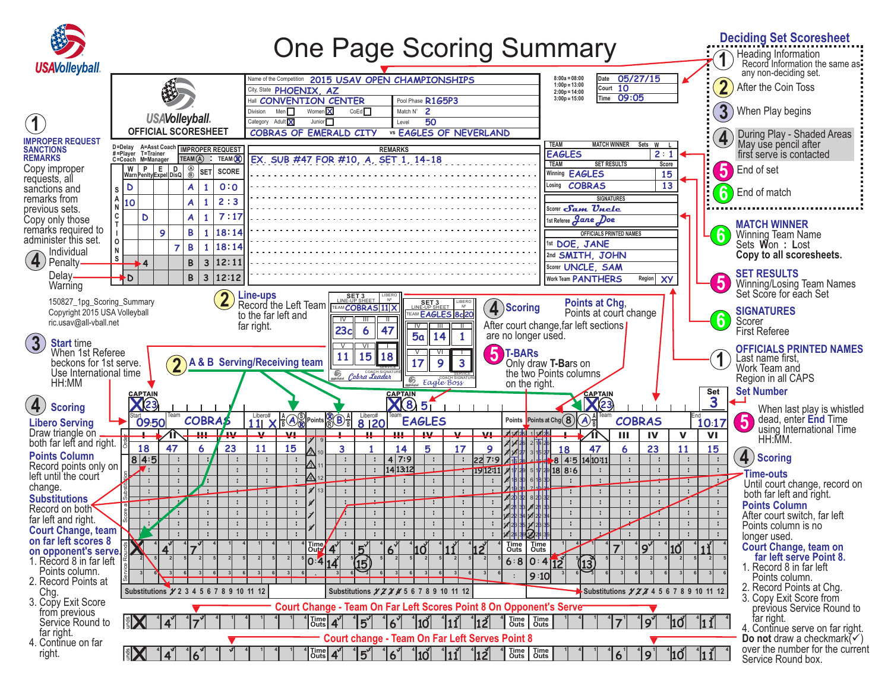# One Page Scoring Summary

USAVolleyball

## Deciding Set Scoresheet

1. **Heading Information** — Record Information the same as any non-deciding set.
2. After the Coin Toss
3. When Play begins
4. During Play - Shaded Areas May use pencil after first serve is contacted
5. End of set
6. End of match

### OFFICIAL SCORESHEET (example)

| Field | Value |
|---|---|
| Name of the Competition | 2015 USAV OPEN CHAMPIONSHIPS |
| City, State | PHOENIX, AZ |
| Hall | CONVENTION CENTER |
| Pool Phase | R1G5P3 |
| Division | Women (X) |
| Match N° | 2 |
| Category | Adult (X) |
| Level | 50 |
| Teams | COBRAS OF EMERALD CITY vs EAGLES OF NEVERLAND |
| Date | 05/27/15 |
| Court | 10 |
| Time | 09:05 |

8:00a = 08:00; 1:00p = 13:00; 2:00p = 14:00; 3:00p = 15:00

D=Delay, A=Asst Coach, #=Player, T=Trainer, C=Coach, M=Manager

**IMPROPER REQUEST** — TEAM (A) : TEAM (B) (X)

**SANCTIONS**

| W Warn | P Penalty | E Expel | D DisQ | A/B | SET | SCORE |
|---|---|---|---|---|---|---|
| D | | | | A | 1 | 0:0 |
| 10 | | | | A | 1 | 2:3 |
| | D | | | A | 1 | 7:17 |
| | | 9 | | B | 1 | 18:14 |
| | | | 7 | B | 1 | 18:14 |
| | 4 | | | B | 3 | 12:11 |
| D | | | | B | 3 | 12:12 |

**REMARKS:** EX. SUB #47 FOR #10, A, SET 1, 14-18

| TEAM | MATCH WINNER | Sets W : L |
|---|---|---|
| EAGLES | | 2 : 1 |

| SET RESULTS | TEAM | Score |
|---|---|---|
| Winning | EAGLES | 15 |
| Losing | COBRAS | 13 |

**SIGNATURES:** Scorer *Sam Uncle*; 1st Referee *Jane Doe*

**OFFICIALS PRINTED NAMES:** 1st DOE, JANE; 2nd SMITH, JOHN; Scorer UNCLE, SAM; Work Team PANTHERS, Region XY

**Set** 3

#### Line-up sheets (Set 3)

COBRAS (Libero 11, X): IV 23c, III 6, II 47; V 11, VI 15, I 18. Coach signature: *Cobra Leader*

EAGLES (Libero 8c, 20): IV 5a, III 14, II 1; V 17, VI 9, I 3. Coach signature: *Eagle Boss*

#### Set 3 scoring

COBRAS — Start 09:50, Libero# 11, X; Captain 23. Order: 18, 47, 6, 23, 11, 15.

EAGLES — Libero# 8, 20; Captain 8, 5. Order: 3, 1, 14, 5, 17, 9.

COBRAS (after court change) — Captain 23; End 10:17. Order: 18, 47, 6, 23, 11, 15.

Substitutions 1 2 3 4 5 6 7 8 9 10 11 12

## Side notes

### ① IMPROPER REQUEST SANCTIONS REMARKS
Copy improper requests, all sanctions and remarks from previous sets. Copy only those remarks required to administer this set.

### ④ Individual Penalty / Delay Warning

150827_1pg_Scoring_Summary
Copyright 2015 USA Volleyball
ric.usav@all-vball.net

### ② Line-ups
Record the Left Team to the far left and far right.

### ② A & B Serving/Receiving team

### ③ Start time
When 1st Referee beckons for 1st serve. Use International time HH:MM

### ④ Scoring

**Libero Serving**
Draw triangle on both far left and right.

**Points Column**
Record points only on left until the court change.

**Substitutions**
Record on both far left and right.

**Court Change, team on far left scores 8 on opponent's serve.**

1. Record 8 in far left Points column.
2. Record Points at Chg.
3. Copy Exit Score from previous Service Round to far right.
4. Continue on far right.

### ④ Scoring — Points at Chg,
Points at court change. After court change, far left sections are no longer used.

### ⑤ T-BARs
Only draw T-Bars on the two Points columns on the right.

### ⑥ MATCH WINNER
Winning Team Name; Sets **W**on : **L**ost. **Copy to all scoresheets.**

### ⑤ SET RESULTS
Winning/Losing Team Names. Set Score for each Set

### ⑥ SIGNATURES
Scorer; First Referee

### ① OFFICIALS PRINTED NAMES
Last name first, Work Team and Region in all CAPS

### Set Number

### ⑤ When last play is whistled dead, enter **End** Time using International Time HH:MM.

### ④ Scoring

**Time-outs**
Until court change, record on both far left and right.

**Points Column**
After court switch, far left Points column is no longer used.

**Court Change, team on far left serve Point 8.**

1. Record 8 in far left Points column.
2. Record Points at Chg.
3. Copy Exit Score from previous Service Round to far right.
4. Continue serve on far right.

**Do not** draw a checkmark(✓) over the number for the current Service Round box.

**Court Change - Team On Far Left Scores Point 8 On Opponent's Serve**

**Court change - Team On Far Left Serves Point 8**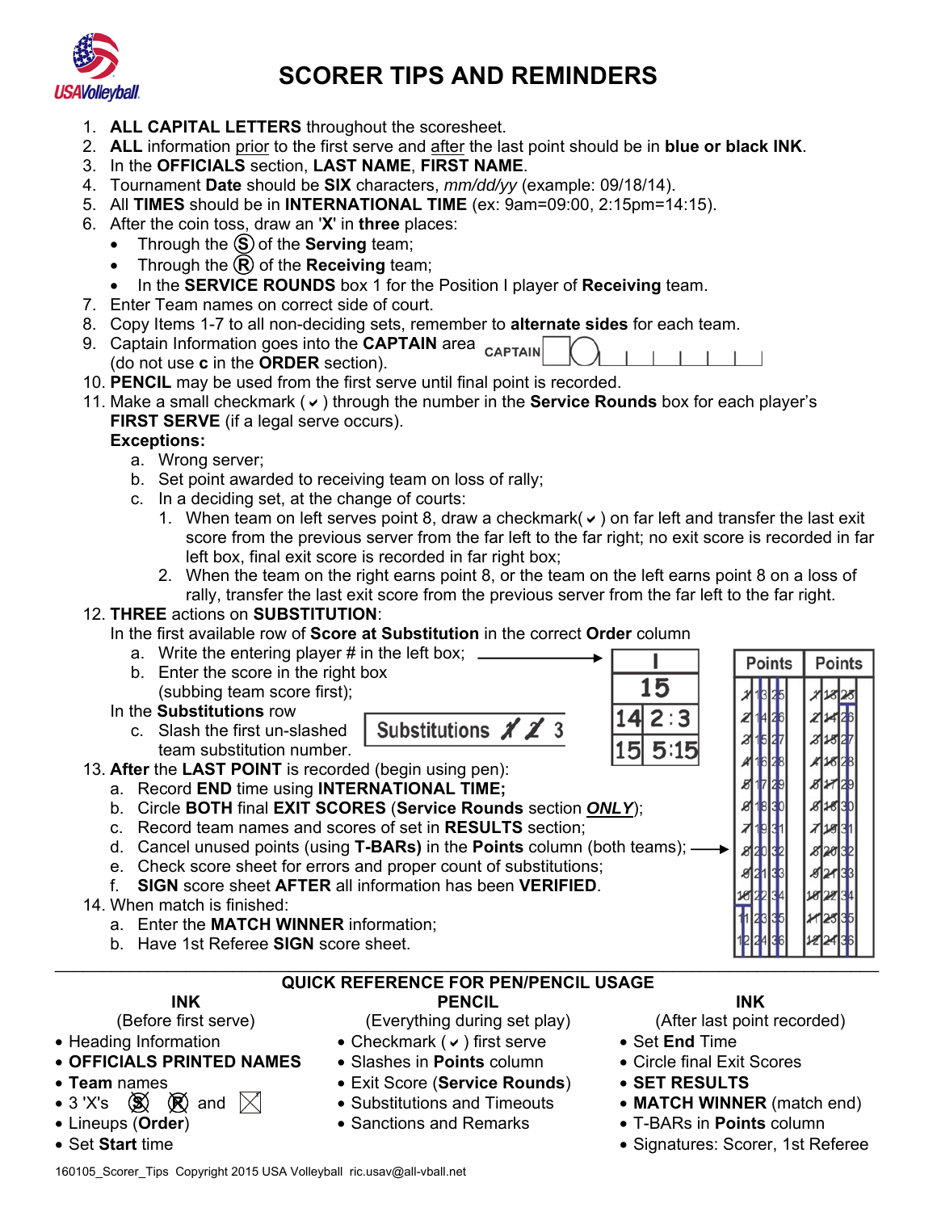# SCORER TIPS AND REMINDERS

1. **ALL CAPITAL LETTERS** throughout the scoresheet.
2. **ALL** information prior to the first serve and after the last point should be in **blue or black INK**.
3. In the **OFFICIALS** section, **LAST NAME**, **FIRST NAME**.
4. Tournament **Date** should be **SIX** characters, *mm/dd/yy* (example: 09/18/14).
5. All **TIMES** should be in **INTERNATIONAL TIME** (ex: 9am=09:00, 2:15pm=14:15).
6. After the coin toss, draw an '**X**' in **three** places:
   - Through the Ⓢ of the **Serving** team;
   - Through the Ⓡ of the **Receiving** team;
   - In the **SERVICE ROUNDS** box 1 for the Position I player of **Receiving** team.
7. Enter Team names on correct side of court.
8. Copy Items 1-7 to all non-deciding sets, remember to **alternate sides** for each team.
9. Captain Information goes into the **CAPTAIN** area (do not use **c** in the **ORDER** section).
10. **PENCIL** may be used from the first serve until final point is recorded.
11. Make a small checkmark ( ✔ ) through the number in the **Service Rounds** box for each player's **FIRST SERVE** (if a legal serve occurs).
    **Exceptions:**
    a. Wrong server;
    b. Set point awarded to receiving team on loss of rally;
    c. In a deciding set, at the change of courts:
       1. When team on left serves point 8, draw a checkmark( ✔ ) on far left and transfer the last exit score from the previous server from the far left to the far right; no exit score is recorded in far left box, final exit score is recorded in far right box;
       2. When the team on the right earns point 8, or the team on the left earns point 8 on a loss of rally, transfer the last exit score from the previous server from the far left to the far right.
12. **THREE** actions on **SUBSTITUTION**:
    In the first available row of **Score at Substitution** in the correct **Order** column
    a. Write the entering player # in the left box;
    b. Enter the score in the right box (subbing team score first);
    In the **Substitutions** row
    c. Slash the first un-slashed team substitution number.
13. **After** the **LAST POINT** is recorded (begin using pen):
    a. Record **END** time using **INTERNATIONAL TIME;**
    b. Circle **BOTH** final **EXIT SCORES** (**Service Rounds** section ***ONLY***);
    c. Record team names and scores of set in **RESULTS** section;
    d. Cancel unused points (using **T-BARs)** in the **Points** column (both teams);
    e. Check score sheet for errors and proper count of substitutions;
    f. **SIGN** score sheet **AFTER** all information has been **VERIFIED**.
14. When match is finished:
    a. Enter the **MATCH WINNER** information;
    b. Have 1st Referee **SIGN** score sheet.

## QUICK REFERENCE FOR PEN/PENCIL USAGE

| INK (Before first serve) | PENCIL (Everything during set play) | INK (After last point recorded) |
|---|---|---|
| • Heading Information | • Checkmark ( ✔ ) first serve | • Set **End** Time |
| • **OFFICIALS PRINTED NAMES** | • Slashes in **Points** column | • Circle final Exit Scores |
| • **Team** names | • Exit Score (**Service Rounds**) | • **SET RESULTS** |
| • 3 'X's Ⓢ Ⓡ and ☒ | • Substitutions and Timeouts | • **MATCH WINNER** (match end) |
| • Lineups (**Order**) | • Sanctions and Remarks | • T-BARs in **Points** column |
| • Set **Start** time | | • Signatures: Scorer, 1st Referee |

160105_Scorer_Tips Copyright 2015 USA Volleyball ric.usav@all-vball.net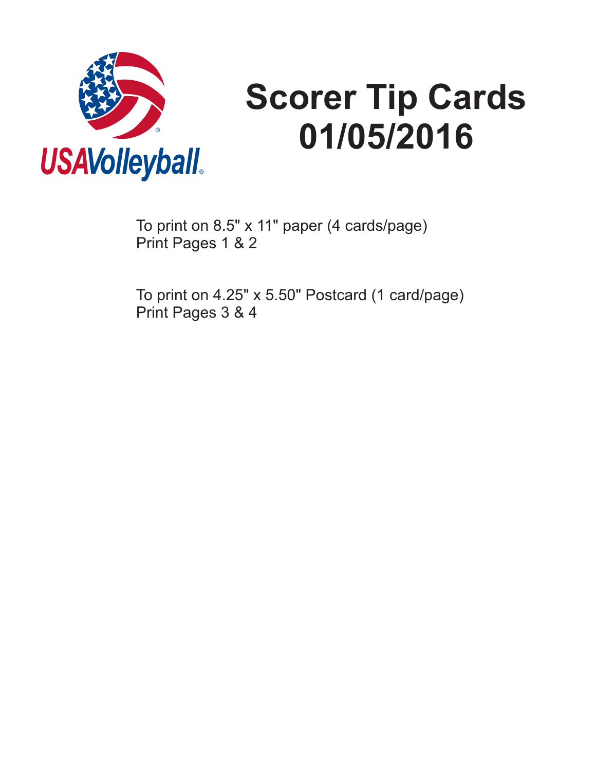USAVolleyball

# Scorer Tip Cards 01/05/2016

To print on 8.5" x 11" paper (4 cards/page)
Print Pages 1 & 2

To print on 4.25" x 5.50" Postcard (1 card/page)
Print Pages 3 & 4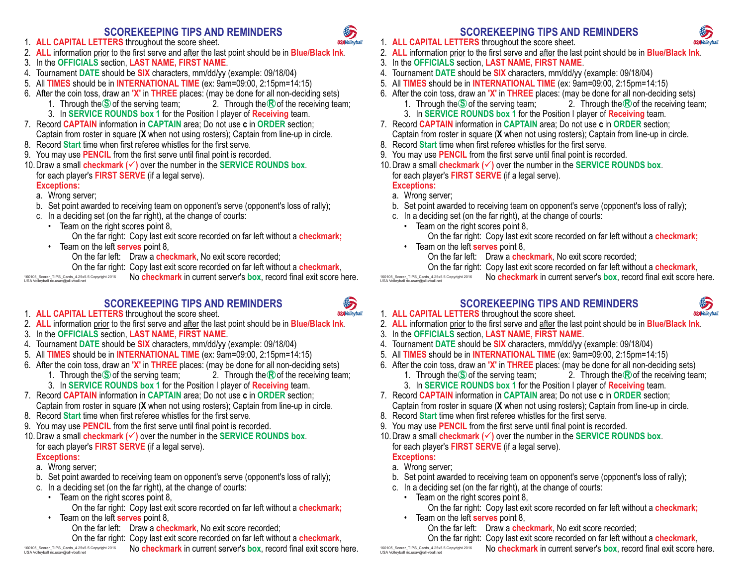## SCOREKEEPING TIPS AND REMINDERS

1. **ALL CAPITAL LETTERS** throughout the score sheet.
2. **ALL** information prior to the first serve and after the last point should be in **Blue/Black Ink**.
3. In the **OFFICIALS** section, **LAST NAME, FIRST NAME**.
4. Tournament **DATE** should be **SIX** characters, mm/dd/yy (example: 09/18/04)
5. All **TIMES** should be in **INTERNATIONAL TIME** (ex: 9am=09:00, 2:15pm=14:15)
6. After the coin toss, draw an **'X'** in **THREE** places: (may be done for all non-deciding sets)
   1. Through the Ⓢ of the serving team;
   2. Through the Ⓡ of the receiving team;
   3. In **SERVICE ROUNDS box 1** for the Position I player of **Receiving** team.
7. Record **CAPTAIN** information in **CAPTAIN** area; Do not use **c** in **ORDER** section; Captain from roster in square (**X** when not using rosters); Captain from line-up in circle.
8. Record **Start** time when first referee whistles for the first serve.
9. You may use **PENCIL** from the first serve until final point is recorded.
10. Draw a small **checkmark (✓)** over the number in the **SERVICE ROUNDS box**. for each player's **FIRST SERVE** (if a legal serve).

    **Exceptions:**

    a. Wrong server;

    b. Set point awarded to receiving team on opponent's serve (opponent's loss of rally);

    c. In a deciding set (on the far right), at the change of courts:
    - Team on the right scores point 8,
      - On the far right: Copy last exit score recorded on far left without a **checkmark;**
    - Team on the left **serves** point 8,
      - On the far left: Draw a **checkmark**, No exit score recorded;
      - On the far right: Copy last exit score recorded on far left without a **checkmark**, No **checkmark** in current server's **box**, record final exit score here.

160105_Scorer_TIPS_Cards_4.25x5.5 Copyright 2016 USA Volleyball ric.usav@all-vball.net

## SCOREKEEPING TIPS AND REMINDERS

1. **ALL CAPITAL LETTERS** throughout the score sheet.
2. **ALL** information prior to the first serve and after the last point should be in **Blue/Black Ink**.
3. In the **OFFICIALS** section, **LAST NAME, FIRST NAME**.
4. Tournament **DATE** should be **SIX** characters, mm/dd/yy (example: 09/18/04)
5. All **TIMES** should be in **INTERNATIONAL TIME** (ex: 9am=09:00, 2:15pm=14:15)
6. After the coin toss, draw an **'X'** in **THREE** places: (may be done for all non-deciding sets)
   1. Through the Ⓢ of the serving team;
   2. Through the Ⓡ of the receiving team;
   3. In **SERVICE ROUNDS box 1** for the Position I player of **Receiving** team.
7. Record **CAPTAIN** information in **CAPTAIN** area; Do not use **c** in **ORDER** section; Captain from roster in square (**X** when not using rosters); Captain from line-up in circle.
8. Record **Start** time when first referee whistles for the first serve.
9. You may use **PENCIL** from the first serve until final point is recorded.
10. Draw a small **checkmark (✓)** over the number in the **SERVICE ROUNDS box**. for each player's **FIRST SERVE** (if a legal serve).

    **Exceptions:**

    a. Wrong server;

    b. Set point awarded to receiving team on opponent's serve (opponent's loss of rally);

    c. In a deciding set (on the far right), at the change of courts:
    - Team on the right scores point 8,
      - On the far right: Copy last exit score recorded on far left without a **checkmark;**
    - Team on the left **serves** point 8,
      - On the far left: Draw a **checkmark**, No exit score recorded;
      - On the far right: Copy last exit score recorded on far left without a **checkmark**, No **checkmark** in current server's **box**, record final exit score here.

160105_Scorer_TIPS_Cards_4.25x5.5 Copyright 2016 USA Volleyball ric.usav@all-vball.net

## SCOREKEEPING TIPS AND REMINDERS

1. **ALL CAPITAL LETTERS** throughout the score sheet.
2. **ALL** information prior to the first serve and after the last point should be in **Blue/Black Ink**.
3. In the **OFFICIALS** section, **LAST NAME, FIRST NAME**.
4. Tournament **DATE** should be **SIX** characters, mm/dd/yy (example: 09/18/04)
5. All **TIMES** should be in **INTERNATIONAL TIME** (ex: 9am=09:00, 2:15pm=14:15)
6. After the coin toss, draw an **'X'** in **THREE** places: (may be done for all non-deciding sets)
   1. Through the Ⓢ of the serving team;
   2. Through the Ⓡ of the receiving team;
   3. In **SERVICE ROUNDS box 1** for the Position I player of **Receiving** team.
7. Record **CAPTAIN** information in **CAPTAIN** area; Do not use **c** in **ORDER** section; Captain from roster in square (**X** when not using rosters); Captain from line-up in circle.
8. Record **Start** time when first referee whistles for the first serve.
9. You may use **PENCIL** from the first serve until final point is recorded.
10. Draw a small **checkmark (✓)** over the number in the **SERVICE ROUNDS box**. for each player's **FIRST SERVE** (if a legal serve).

    **Exceptions:**

    a. Wrong server;

    b. Set point awarded to receiving team on opponent's serve (opponent's loss of rally);

    c. In a deciding set (on the far right), at the change of courts:
    - Team on the right scores point 8,
      - On the far right: Copy last exit score recorded on far left without a **checkmark;**
    - Team on the left **serves** point 8,
      - On the far left: Draw a **checkmark**, No exit score recorded;
      - On the far right: Copy last exit score recorded on far left without a **checkmark**, No **checkmark** in current server's **box**, record final exit score here.

160105_Scorer_TIPS_Cards_4.25x5.5 Copyright 2016 USA Volleyball ric.usav@all-vball.net

## SCOREKEEPING TIPS AND REMINDERS

1. **ALL CAPITAL LETTERS** throughout the score sheet.
2. **ALL** information prior to the first serve and after the last point should be in **Blue/Black Ink**.
3. In the **OFFICIALS** section, **LAST NAME, FIRST NAME**.
4. Tournament **DATE** should be **SIX** characters, mm/dd/yy (example: 09/18/04)
5. All **TIMES** should be in **INTERNATIONAL TIME** (ex: 9am=09:00, 2:15pm=14:15)
6. After the coin toss, draw an **'X'** in **THREE** places: (may be done for all non-deciding sets)
   1. Through the Ⓢ of the serving team;
   2. Through the Ⓡ of the receiving team;
   3. In **SERVICE ROUNDS box 1** for the Position I player of **Receiving** team.
7. Record **CAPTAIN** information in **CAPTAIN** area; Do not use **c** in **ORDER** section; Captain from roster in square (**X** when not using rosters); Captain from line-up in circle.
8. Record **Start** time when first referee whistles for the first serve.
9. You may use **PENCIL** from the first serve until final point is recorded.
10. Draw a small **checkmark (✓)** over the number in the **SERVICE ROUNDS box**. for each player's **FIRST SERVE** (if a legal serve).

    **Exceptions:**

    a. Wrong server;

    b. Set point awarded to receiving team on opponent's serve (opponent's loss of rally);

    c. In a deciding set (on the far right), at the change of courts:
    - Team on the right scores point 8,
      - On the far right: Copy last exit score recorded on far left without a **checkmark;**
    - Team on the left **serves** point 8,
      - On the far left: Draw a **checkmark**, No exit score recorded;
      - On the far right: Copy last exit score recorded on far left without a **checkmark**, No **checkmark** in current server's **box**, record final exit score here.

160105_Scorer_TIPS_Cards_4.25x5.5 Copyright 2016 USA Volleyball ric.usav@all-vball.net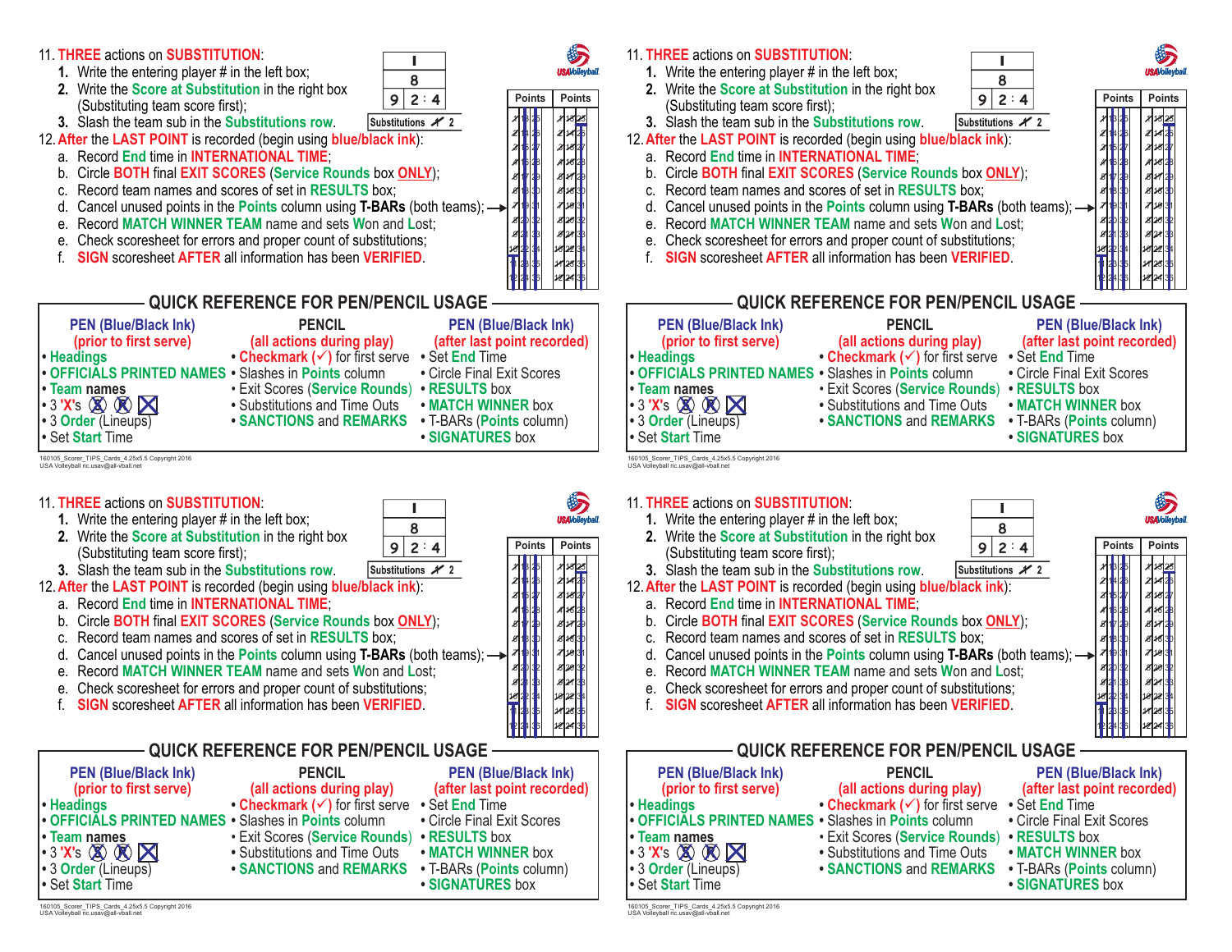11. **THREE** actions on **SUBSTITUTION**:
    1. Write the entering player # in the left box;
    2. Write the **Score at Substitution** in the right box (Substituting team score first);
    3. Slash the team sub in the **Substitutions row**.

| I | |
|---|---|
| 8 | |
| 9 | 2 : 4 |

Substitutions ~~1~~ 2

12. **After** the **LAST POINT** is recorded (begin using **blue/black ink**):
    a. Record **End** time in **INTERNATIONAL TIME**;
    b. Circle **BOTH** final **EXIT SCORES** (**Service Rounds** box **ONLY**);
    c. Record team names and scores of set in **RESULTS** box;
    d. Cancel unused points in the **Points** column using **T-BARs** (both teams);
    e. Record **MATCH WINNER TEAM** name and sets **W**on and **L**ost;
    e. Check scoresheet for errors and proper count of substitutions;
    f. **SIGN** scoresheet **AFTER** all information has been **VERIFIED**.

| Points | Points |
|---|---|
| 1 13 25 | 1 13 25 |
| 2 14 26 | 2 14 26 |
| 3 15 27 | 3 15 27 |
| 4 16 28 | 4 16 28 |
| 5 17 29 | 5 17 29 |
| 6 18 30 | 6 18 30 |
| 7 19 31 | 7 19 31 |
| 8 20 32 | 8 20 32 |
| 9 21 33 | 9 21 33 |
| 10 22 34 | 10 22 34 |
| 11 23 35 | 11 23 35 |
| 12 24 36 | 12 24 36 |

## QUICK REFERENCE FOR PEN/PENCIL USAGE

| PEN (Blue/Black Ink) (prior to first serve) | PENCIL (all actions during play) | PEN (Blue/Black Ink) (after last point recorded) |
|---|---|---|
| • Headings | • Checkmark (✓) for first serve | • Set End Time |
| • OFFICIALS PRINTED NAMES | • Slashes in Points column | • Circle Final Exit Scores |
| • Team names | • Exit Scores (Service Rounds) | • RESULTS box |
| • 3 'X's ⊗ ⊗ ☒ | • Substitutions and Time Outs | • MATCH WINNER box |
| • 3 Order (Lineups) | • SANCTIONS and REMARKS | • T-BARs (Points column) |
| • Set Start Time | | • SIGNATURES box |

160105_Scorer_TIPS_Cards_4.25x5.5 Copyright 2016
USA Volleyball ric.usav@all-vball.net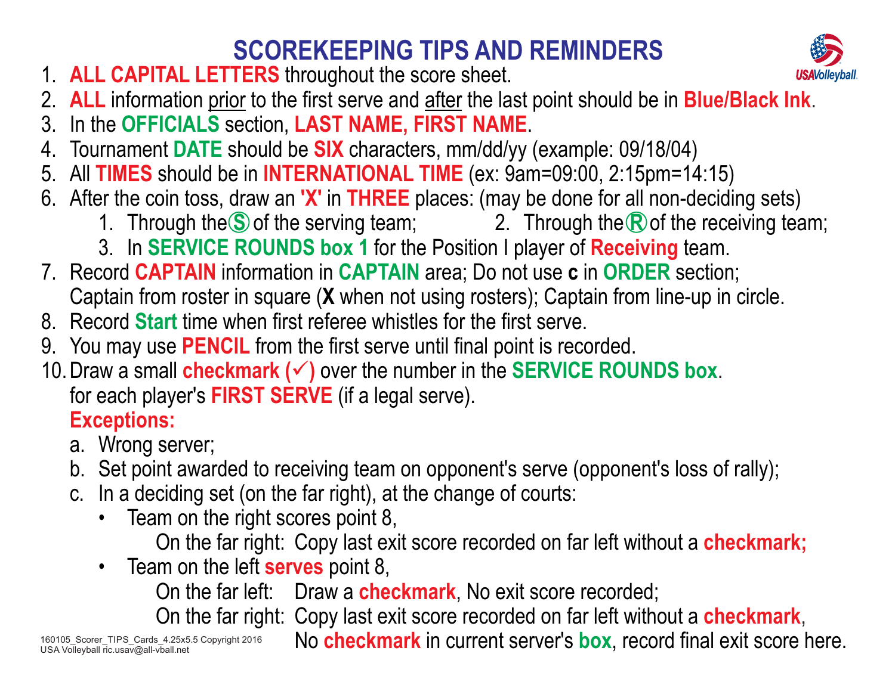# SCOREKEEPING TIPS AND REMINDERS

1. **ALL CAPITAL LETTERS** throughout the score sheet.
2. **ALL** information prior to the first serve and after the last point should be in **Blue/Black Ink**.
3. In the **OFFICIALS** section, **LAST NAME, FIRST NAME**.
4. Tournament **DATE** should be **SIX** characters, mm/dd/yy (example: 09/18/04)
5. All **TIMES** should be in **INTERNATIONAL TIME** (ex: 9am=09:00, 2:15pm=14:15)
6. After the coin toss, draw an **'X'** in **THREE** places: (may be done for all non-deciding sets)
   1. Through the Ⓢ of the serving team;
   2. Through the Ⓡ of the receiving team;
   3. In **SERVICE ROUNDS box 1** for the Position I player of **Receiving** team.
7. Record **CAPTAIN** information in **CAPTAIN** area; Do not use **c** in **ORDER** section; Captain from roster in square (**X** when not using rosters); Captain from line-up in circle.
8. Record **Start** time when first referee whistles for the first serve.
9. You may use **PENCIL** from the first serve until final point is recorded.
10. Draw a small **checkmark (✓)** over the number in the **SERVICE ROUNDS box**. for each player's **FIRST SERVE** (if a legal serve).

    **Exceptions:**

    a. Wrong server;

    b. Set point awarded to receiving team on opponent's serve (opponent's loss of rally);

    c. In a deciding set (on the far right), at the change of courts:

    - Team on the right scores point 8,
      - On the far right: Copy last exit score recorded on far left without a **checkmark;**
    - Team on the left **serves** point 8,
      - On the far left: Draw a **checkmark**, No exit score recorded;
      - On the far right: Copy last exit score recorded on far left without a **checkmark**, No **checkmark** in current server's **box**, record final exit score here.

160105_Scorer_TIPS_Cards_4.25x5.5 Copyright 2016
USA Volleyball ric.usav@all-vball.net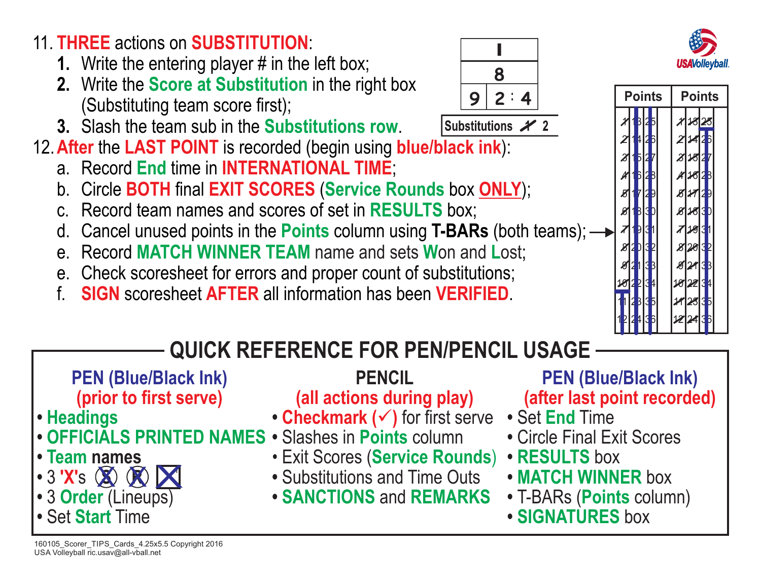11. **THREE** actions on **SUBSTITUTION**:
    1. Write the entering player # in the left box;
    2. Write the **Score at Substitution** in the right box (Substituting team score first);
    3. Slash the team sub in the **Substitutions row**.

| I | |
|---|---|
| 8 | |
| 9 | 2 : 4 |

Substitutions ~~1~~ 2

12. **After** the **LAST POINT** is recorded (begin using **blue/black ink**):
    a. Record **End** time in **INTERNATIONAL TIME**;
    b. Circle **BOTH** final **EXIT SCORES** (**Service Rounds** box **ONLY**);
    c. Record team names and scores of set in **RESULTS** box;
    d. Cancel unused points in the **Points** column using **T-BARs** (both teams); →
    e. Record **MATCH WINNER TEAM** name and sets **W**on and **L**ost;
    e. Check scoresheet for errors and proper count of substitutions;
    f. **SIGN** scoresheet **AFTER** all information has been **VERIFIED**.

| Points | | | Points | | |
|---|---|---|---|---|---|
| ~~1~~ | 13 | 25 | ~~1~~ | ~~13~~ | ~~25~~ |
| ~~2~~ | 14 | 26 | ~~2~~ | ~~14~~ | 26 |
| ~~3~~ | 15 | 27 | ~~3~~ | ~~15~~ | 27 |
| ~~4~~ | 16 | 28 | ~~4~~ | ~~16~~ | 28 |
| ~~5~~ | 17 | 29 | ~~5~~ | ~~17~~ | 29 |
| ~~6~~ | 18 | 30 | ~~6~~ | ~~18~~ | 30 |
| ~~7~~ | 19 | 31 | ~~7~~ | ~~19~~ | 31 |
| ~~8~~ | 20 | 32 | ~~8~~ | ~~20~~ | 32 |
| ~~9~~ | 21 | 33 | ~~9~~ | ~~21~~ | 33 |
| ~~10~~ | 22 | 34 | ~~10~~ | ~~22~~ | 34 |
| 11 | 23 | 35 | ~~11~~ | ~~23~~ | 35 |
| 12 | 24 | 36 | ~~12~~ | ~~24~~ | 36 |

## QUICK REFERENCE FOR PEN/PENCIL USAGE

**PEN (Blue/Black Ink) (prior to first serve)**
- **Headings**
- **OFFICIALS PRINTED NAMES**
- **Team names**
- 3 **'X'**s
- 3 **Order** (Lineups)
- Set **Start** Time

**PENCIL (all actions during play)**
- **Checkmark (✓)** for first serve
- Slashes in **Points** column
- Exit Scores (**Service Rounds**)
- Substitutions and Time Outs
- **SANCTIONS** and **REMARKS**

**PEN (Blue/Black Ink) (after last point recorded)**
- Set **End** Time
- Circle Final Exit Scores
- **RESULTS** box
- **MATCH WINNER** box
- T-BARs (**Points** column)
- **SIGNATURES** box

160105_Scorer_TIPS_Cards_4.25x5.5 Copyright 2016
USA Volleyball ric.usav@all-vball.net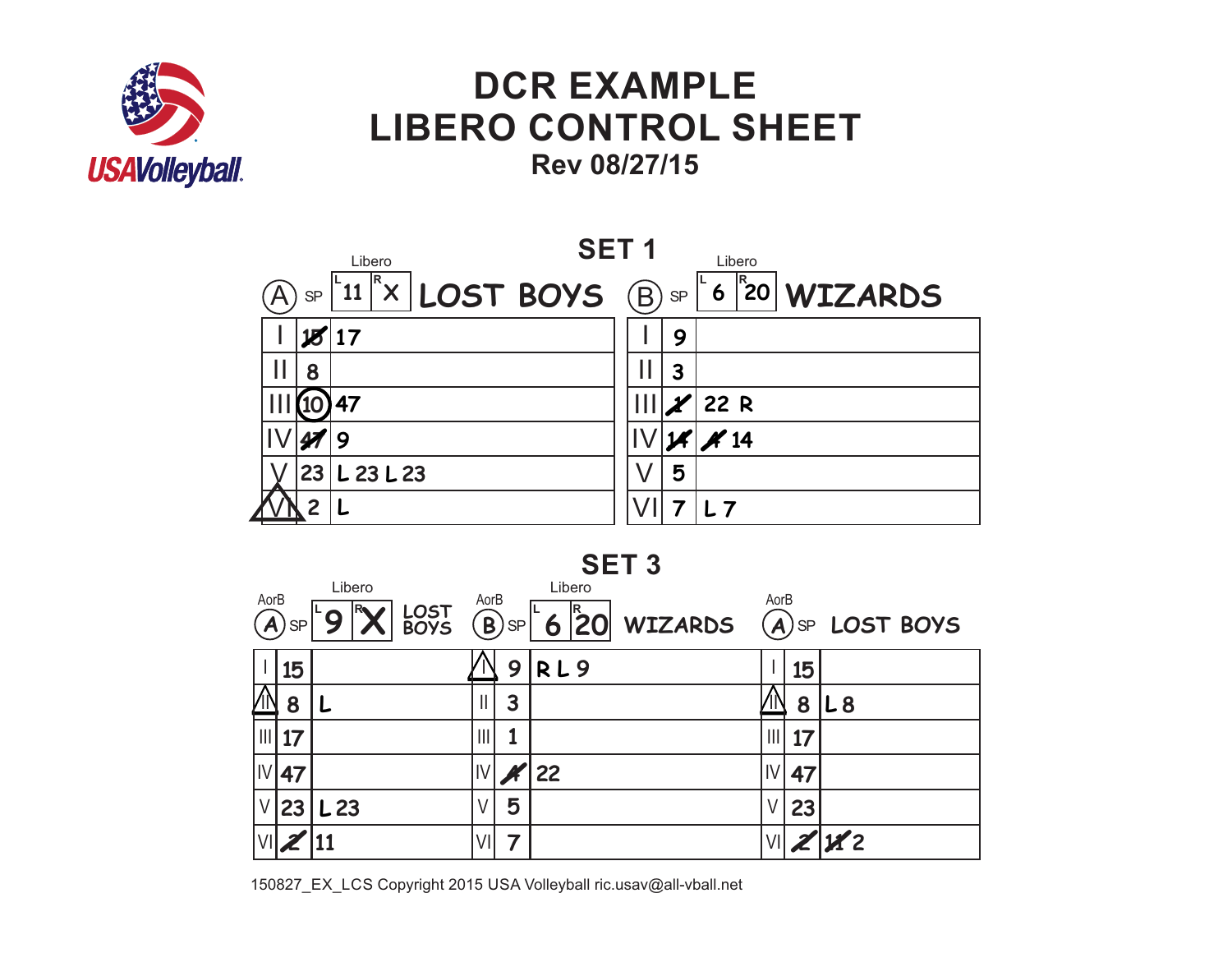# DCR EXAMPLE
# LIBERO CONTROL SHEET
**Rev 08/27/15**

## SET 1

**(A) SP — Libero: L 11, R X — LOST BOYS**

| | SP | |
|---|---|---|
| I | ~~15~~ | 17 |
| II | 8 | |
| III | (10) | 47 |
| IV | ~~47~~ | 9 |
| V | 23 | L 23 L 23 |
| VI (triangle) | 2 | L |

**(B) SP — Libero: L 6, R 20 — WIZARDS**

| | SP | |
|---|---|---|
| I | 9 | |
| II | 3 | |
| III | ~~1~~ | 22 R |
| IV | ~~14~~ | ~~1~~ 14 |
| V | 5 | |
| VI | 7 | L 7 |

## SET 3

**AorB (A) SP — Libero: L 9, R X — LOST BOYS**

| | SP | |
|---|---|---|
| I | 15 | |
| II (triangle) | 8 | L |
| III | 17 | |
| IV | 47 | |
| V | 23 | L 23 |
| VI | ~~2~~ | 11 |

**AorB (B) SP — Libero: L 6, R 20 — WIZARDS**

| | SP | |
|---|---|---|
| I (triangle) | 9 | R L 9 |
| II | 3 | |
| III | 1 | |
| IV | ~~1~~ | 22 |
| V | 5 | |
| VI | 7 | |

**AorB (A) SP — LOST BOYS**

| | SP | |
|---|---|---|
| I | 15 | |
| II (triangle) | 8 | L 8 |
| III | 17 | |
| IV | 47 | |
| V | 23 | |
| VI | ~~2~~ | ~~11~~ 2 |

150827_EX_LCS Copyright 2015 USA Volleyball ric.usav@all-vball.net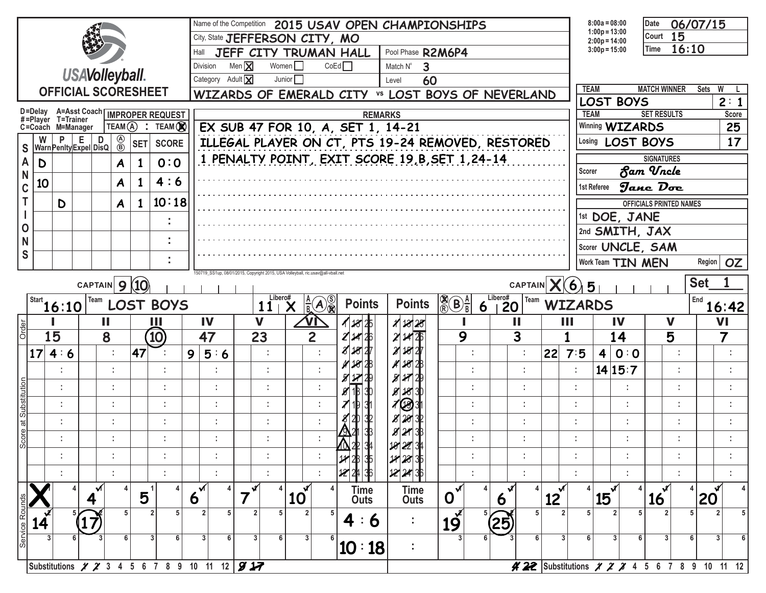# USAVolleyball. OFFICIAL SCORESHEET

| | |
|---|---|
| Name of the Competition | 2015 USAV OPEN CHAMPIONSHIPS |
| City, State | JEFFERSON CITY, MO |
| Hall | JEFF CITY TRUMAN HALL |
| Pool Phase | R2M6P4 |
| Division | Men [X] Women [ ] CoEd [ ] |
| Match N° | 3 |
| Category | Adult [X] Junior [ ] |
| Level | 60 |
| Teams | WIZARDS OF EMERALD CITY vs LOST BOYS OF NEVERLAND |

8:00a = 08:00, 1:00p = 13:00, 2:00p = 14:00, 3:00p = 15:00

| Date | 06/07/15 |
|---|---|
| Court | 15 |
| Time | 16:10 |

| TEAM | MATCH WINNER | Sets W | L |
|---|---|---|---|
| LOST BOYS | | 2 | 1 |

| TEAM | SET RESULTS | Score |
|---|---|---|
| Winning | WIZARDS | 25 |
| Losing | LOST BOYS | 17 |

**SIGNATURES**
- Scorer: Sam Uncle
- 1st Referee: Jane Doe

**OFFICIALS PRINTED NAMES**
- 1st: DOE, JANE
- 2nd: SMITH, JAX
- Scorer: UNCLE, SAM
- Work Team: TIN MEN — Region: OZ

D=Delay, A=Asst Coach, #=Player, T=Trainer, C=Coach, M=Manager

IMPROPER REQUEST: TEAM (A) : TEAM (B) [X]

## SANCTIONS

| W Warn | P Penlty | E Expel | D DisQ | A/B | SET | SCORE |
|---|---|---|---|---|---|---|
| D | | | | A | 1 | 0:0 |
| 10 | | | | A | 1 | 4:6 |
| | D | | | A | 1 | 10:18 |

## REMARKS

EX SUB 47 FOR 10, A, SET 1, 14-21
ILLEGAL PLAYER ON CT, PTS 19-24 REMOVED, RESTORED
1 PENALTY POINT, EXIT SCORE 19,B,SET 1,24-14

150719_SS1up, 08/01/2015, Copyright 2015, USA Volleyball, ric.usav@all-vball.net

## Set 1

**Team A — LOST BOYS** (Start 16:10) — Captain 9 (10) — Libero# 11 X

| | I | II | III | IV | V | VI |
|---|---|---|---|---|---|---|
| Order | 15 | 8 | (10) | 47 | 23 | 2 |
| Score at Substitution | 17 4:6 | | 47 | 9 5:6 | | |
| Service Rounds | X, 14 | 4, (17) | 5 | 6 | 7 | 10 |

Time Outs: 4:6, 10:18

Substitutions: 1 2 3 4 5 6 7 8 9 10 11 12 — 9 17

**Team B — WIZARDS** (End 16:42) — Captain X (6) 5 — Libero# 6 20

| | I | II | III | IV | V | VI |
|---|---|---|---|---|---|---|
| Order | 9 | 3 | 1 | 14 | 5 | 7 |
| Score at Substitution | | | 22 7:5 | 4 0:0; 14 15:7 | | |
| Service Rounds | 0, 19 | 6, (25) | 12 | 15 | 16 | 20 |

Time Outs: —

Substitutions: 4 22 — 1 2 3 4 5 6 7 8 9 10 11 12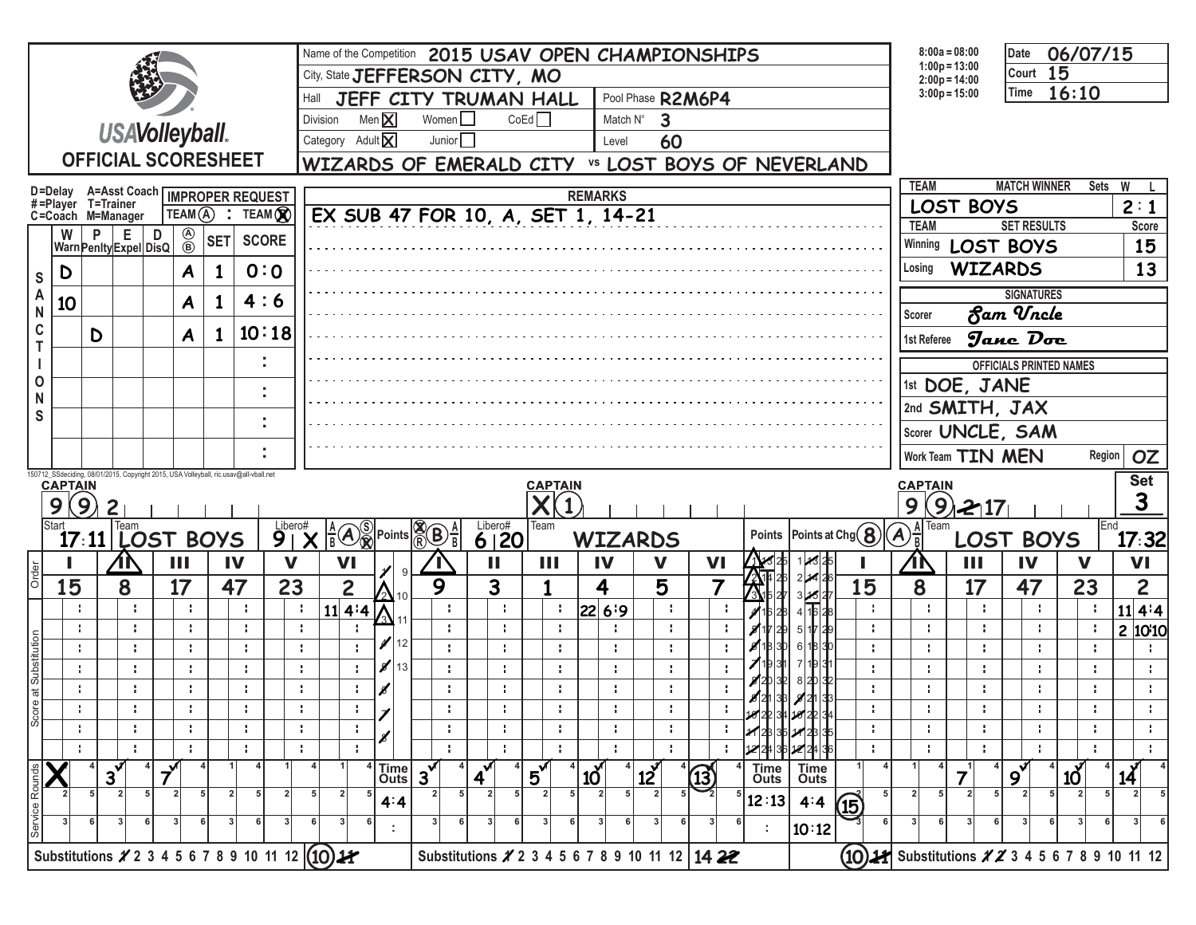# USAVolleyball OFFICIAL SCORESHEET

| | |
|---|---|
| Name of the Competition | 2015 USAV OPEN CHAMPIONSHIPS |
| City, State | JEFFERSON CITY, MO |
| Hall | JEFF CITY TRUMAN HALL |
| Pool Phase | R2M6P4 |
| Division | Men [X] Women [ ] CoEd [ ] |
| Match N° | 3 |
| Category | Adult [X] Junior [ ] |
| Level | 60 |

WIZARDS OF EMERALD CITY vs LOST BOYS OF NEVERLAND

8:00a = 08:00
1:00p = 13:00
2:00p = 14:00
3:00p = 15:00

| | |
|---|---|
| Date | 06/07/15 |
| Court | 15 |
| Time | 16:10 |

D=Delay A=Asst Coach
#=Player T=Trainer
C=Coach M=Manager

## SANCTIONS

| W Warn | P Penlty | E Expel | D DisQ | A/B | SET | SCORE |
|---|---|---|---|---|---|---|
| D | | | | A | 1 | 0 : 0 |
| 10 | | | | A | 1 | 4 : 6 |
| | D | | | A | 1 | 10 : 18 |
| | | | | | | : |
| | | | | | | : |
| | | | | | | : |
| | | | | | | : |

IMPROPER REQUEST: TEAM (A) : TEAM (B) X

## REMARKS

EX SUB 47 FOR 10, A, SET 1, 14-21

## MATCH RESULT

| TEAM | MATCH WINNER | Sets W | L |
|---|---|---|---|
| | LOST BOYS | 2 | 1 |

| TEAM | SET RESULTS | Score |
|---|---|---|
| Winning | LOST BOYS | 15 |
| Losing | WIZARDS | 13 |

SIGNATURES
- Scorer: Sam Uncle
- 1st Referee: Jane Doe

OFFICIALS PRINTED NAMES
- 1st: DOE, JANE
- 2nd: SMITH, JAX
- Scorer: UNCLE, SAM
- Work Team: TIN MEN — Region: OZ

150712_SSdeciding, 08/01/2015, Copyright 2015, USA Volleyball, ric.usav@all-vball.net

## Set 3

Start 17:11 — End 17:32

### Team (A) LOST BOYS — Captain 9 (9) 2 — Libero# 9 X

| | I | II | III | IV | V | VI |
|---|---|---|---|---|---|---|
| Order | 15 | 8 | 17 | 47 | 23 | 2 |
| Score at Substitution | | | | | | 11 4:4 |
| Service Rounds | X | 3 | 7 | | | |

Points: 1–8 (crossed), 9, 10, 11, 12, 13

Time Outs: 4:4

Substitutions: 1 2 3 4 5 6 7 8 9 10 11 12 — (10) 11

### Team (B) WIZARDS — Captain X (1) — Libero# 6 | 20

| | I | II | III | IV | V | VI |
|---|---|---|---|---|---|---|
| Order | 9 | 3 | 1 | 4 | 5 | 7 |
| Score at Substitution | | | | 22 6:9 | | |
| Service Rounds | 3 | 4 | 5 | 10 | 12 | (13) |

Time Outs: 12:13

Substitutions: 1 2 3 4 5 6 7 8 9 10 11 12 — 14 22

### Points at Change (8) — Team (A) LOST BOYS — Captain 9 (9) 2 17

| | I | II | III | IV | V | VI |
|---|---|---|---|---|---|---|
| Order | 15 | 8 | 17 | 47 | 23 | 2 |
| Score at Substitution | | | | | | 11 4:4 / 2 10:10 |
| Service Rounds | (15) | | 7 | 9 | 10 | 14 |

Time Outs: 4:4, 10:12

Substitutions: 1 2 3 4 5 6 7 8 9 10 11 12 — (10) 11